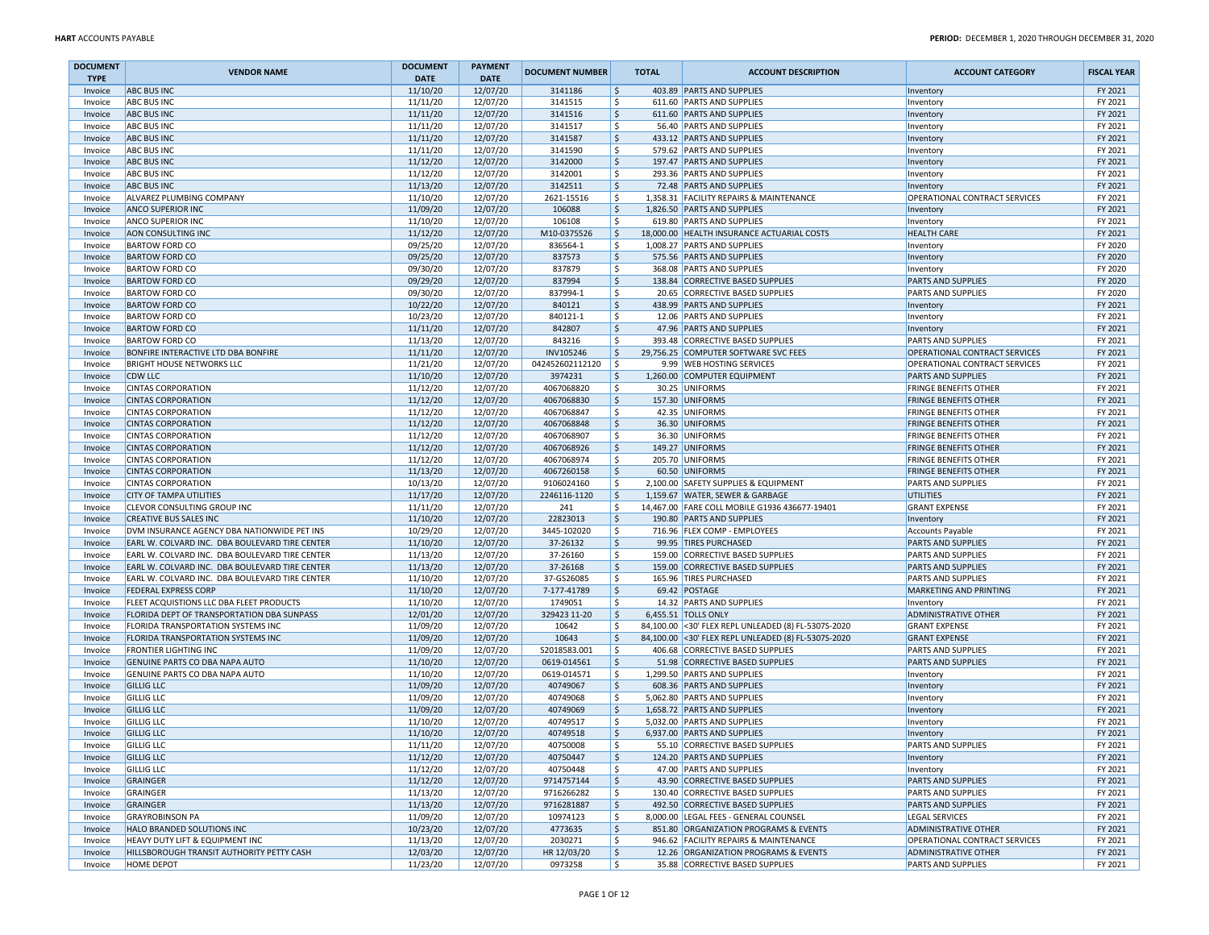**HART** ACCOUNTS PAYABLE

**PERIOD:** DECEMBER 1, 2020 THROUGH DECEMBER 31, 2020

| DOCUMENT TYPE | VENDOR NAME | DOCUMENT DATE | PAYMENT DATE | DOCUMENT NUMBER | TOTAL | ACCOUNT DESCRIPTION | ACCOUNT CATEGORY | FISCAL YEAR |
|---|---|---|---|---|---|---|---|---|
| Invoice | ABC BUS INC | 11/10/20 | 12/07/20 | 3141186 | $ 403.89 | PARTS AND SUPPLIES | Inventory | FY 2021 |
| Invoice | ABC BUS INC | 11/11/20 | 12/07/20 | 3141515 | $ 611.60 | PARTS AND SUPPLIES | Inventory | FY 2021 |
| Invoice | ABC BUS INC | 11/11/20 | 12/07/20 | 3141516 | $ 611.60 | PARTS AND SUPPLIES | Inventory | FY 2021 |
| Invoice | ABC BUS INC | 11/11/20 | 12/07/20 | 3141517 | $ 56.40 | PARTS AND SUPPLIES | Inventory | FY 2021 |
| Invoice | ABC BUS INC | 11/11/20 | 12/07/20 | 3141587 | $ 433.12 | PARTS AND SUPPLIES | Inventory | FY 2021 |
| Invoice | ABC BUS INC | 11/11/20 | 12/07/20 | 3141590 | $ 579.62 | PARTS AND SUPPLIES | Inventory | FY 2021 |
| Invoice | ABC BUS INC | 11/12/20 | 12/07/20 | 3142000 | $ 197.47 | PARTS AND SUPPLIES | Inventory | FY 2021 |
| Invoice | ABC BUS INC | 11/12/20 | 12/07/20 | 3142001 | $ 293.36 | PARTS AND SUPPLIES | Inventory | FY 2021 |
| Invoice | ABC BUS INC | 11/13/20 | 12/07/20 | 3142511 | $ 72.48 | PARTS AND SUPPLIES | Inventory | FY 2021 |
| Invoice | ALVAREZ PLUMBING COMPANY | 11/10/20 | 12/07/20 | 2621-15516 | $ 1,358.31 | FACILITY REPAIRS & MAINTENANCE | OPERATIONAL CONTRACT SERVICES | FY 2021 |
| Invoice | ANCO SUPERIOR INC | 11/09/20 | 12/07/20 | 106088 | $ 1,826.50 | PARTS AND SUPPLIES | Inventory | FY 2021 |
| Invoice | ANCO SUPERIOR INC | 11/10/20 | 12/07/20 | 106108 | $ 619.80 | PARTS AND SUPPLIES | Inventory | FY 2021 |
| Invoice | AON CONSULTING INC | 11/12/20 | 12/07/20 | M10-0375526 | $ 18,000.00 | HEALTH INSURANCE ACTUARIAL COSTS | HEALTH CARE | FY 2021 |
| Invoice | BARTOW FORD CO | 09/25/20 | 12/07/20 | 836564-1 | $ 1,008.27 | PARTS AND SUPPLIES | Inventory | FY 2020 |
| Invoice | BARTOW FORD CO | 09/25/20 | 12/07/20 | 837573 | $ 575.56 | PARTS AND SUPPLIES | Inventory | FY 2020 |
| Invoice | BARTOW FORD CO | 09/30/20 | 12/07/20 | 837879 | $ 368.08 | PARTS AND SUPPLIES | Inventory | FY 2020 |
| Invoice | BARTOW FORD CO | 09/29/20 | 12/07/20 | 837994 | $ 138.84 | CORRECTIVE BASED SUPPLIES | PARTS AND SUPPLIES | FY 2020 |
| Invoice | BARTOW FORD CO | 09/30/20 | 12/07/20 | 837994-1 | $ 20.65 | CORRECTIVE BASED SUPPLIES | PARTS AND SUPPLIES | FY 2020 |
| Invoice | BARTOW FORD CO | 10/22/20 | 12/07/20 | 840121 | $ 438.99 | PARTS AND SUPPLIES | Inventory | FY 2021 |
| Invoice | BARTOW FORD CO | 10/23/20 | 12/07/20 | 840121-1 | $ 12.06 | PARTS AND SUPPLIES | Inventory | FY 2021 |
| Invoice | BARTOW FORD CO | 11/11/20 | 12/07/20 | 842807 | $ 47.96 | PARTS AND SUPPLIES | Inventory | FY 2021 |
| Invoice | BARTOW FORD CO | 11/13/20 | 12/07/20 | 843216 | $ 393.48 | CORRECTIVE BASED SUPPLIES | PARTS AND SUPPLIES | FY 2021 |
| Invoice | BONFIRE INTERACTIVE LTD DBA BONFIRE | 11/11/20 | 12/07/20 | INV105246 | $ 29,756.25 | COMPUTER SOFTWARE SVC FEES | OPERATIONAL CONTRACT SERVICES | FY 2021 |
| Invoice | BRIGHT HOUSE NETWORKS LLC | 11/21/20 | 12/07/20 | 042452602112120 | $ 9.99 | WEB HOSTING SERVICES | OPERATIONAL CONTRACT SERVICES | FY 2021 |
| Invoice | CDW LLC | 11/10/20 | 12/07/20 | 3974231 | $ 1,260.00 | COMPUTER EQUIPMENT | PARTS AND SUPPLIES | FY 2021 |
| Invoice | CINTAS CORPORATION | 11/12/20 | 12/07/20 | 4067068820 | $ 30.25 | UNIFORMS | FRINGE BENEFITS OTHER | FY 2021 |
| Invoice | CINTAS CORPORATION | 11/12/20 | 12/07/20 | 4067068830 | $ 157.30 | UNIFORMS | FRINGE BENEFITS OTHER | FY 2021 |
| Invoice | CINTAS CORPORATION | 11/12/20 | 12/07/20 | 4067068847 | $ 42.35 | UNIFORMS | FRINGE BENEFITS OTHER | FY 2021 |
| Invoice | CINTAS CORPORATION | 11/12/20 | 12/07/20 | 4067068848 | $ 36.30 | UNIFORMS | FRINGE BENEFITS OTHER | FY 2021 |
| Invoice | CINTAS CORPORATION | 11/12/20 | 12/07/20 | 4067068907 | $ 36.30 | UNIFORMS | FRINGE BENEFITS OTHER | FY 2021 |
| Invoice | CINTAS CORPORATION | 11/12/20 | 12/07/20 | 4067068926 | $ 149.27 | UNIFORMS | FRINGE BENEFITS OTHER | FY 2021 |
| Invoice | CINTAS CORPORATION | 11/12/20 | 12/07/20 | 4067068974 | $ 205.70 | UNIFORMS | FRINGE BENEFITS OTHER | FY 2021 |
| Invoice | CINTAS CORPORATION | 11/13/20 | 12/07/20 | 4067260158 | $ 60.50 | UNIFORMS | FRINGE BENEFITS OTHER | FY 2021 |
| Invoice | CINTAS CORPORATION | 10/13/20 | 12/07/20 | 9106024160 | $ 2,100.00 | SAFETY SUPPLIES & EQUIPMENT | PARTS AND SUPPLIES | FY 2021 |
| Invoice | CITY OF TAMPA UTILITIES | 11/17/20 | 12/07/20 | 2246116-1120 | $ 1,159.67 | WATER, SEWER & GARBAGE | UTILITIES | FY 2021 |
| Invoice | CLEVOR CONSULTING GROUP INC | 11/11/20 | 12/07/20 | 241 | $ 14,467.00 | FARE COLL MOBILE G1936 436677-19401 | GRANT EXPENSE | FY 2021 |
| Invoice | CREATIVE BUS SALES INC | 11/10/20 | 12/07/20 | 22823013 | $ 190.80 | PARTS AND SUPPLIES | Inventory | FY 2021 |
| Invoice | DVM INSURANCE AGENCY DBA NATIONWIDE PET INS | 10/29/20 | 12/07/20 | 3445-102020 | $ 716.96 | FLEX COMP - EMPLOYEES | Accounts Payable | FY 2021 |
| Invoice | EARL W. COLVARD INC. DBA BOULEVARD TIRE CENTER | 11/10/20 | 12/07/20 | 37-26132 | $ 99.95 | TIRES PURCHASED | PARTS AND SUPPLIES | FY 2021 |
| Invoice | EARL W. COLVARD INC. DBA BOULEVARD TIRE CENTER | 11/13/20 | 12/07/20 | 37-26160 | $ 159.00 | CORRECTIVE BASED SUPPLIES | PARTS AND SUPPLIES | FY 2021 |
| Invoice | EARL W. COLVARD INC. DBA BOULEVARD TIRE CENTER | 11/13/20 | 12/07/20 | 37-26168 | $ 159.00 | CORRECTIVE BASED SUPPLIES | PARTS AND SUPPLIES | FY 2021 |
| Invoice | EARL W. COLVARD INC. DBA BOULEVARD TIRE CENTER | 11/10/20 | 12/07/20 | 37-GS26085 | $ 165.96 | TIRES PURCHASED | PARTS AND SUPPLIES | FY 2021 |
| Invoice | FEDERAL EXPRESS CORP | 11/10/20 | 12/07/20 | 7-177-41789 | $ 69.42 | POSTAGE | MARKETING AND PRINTING | FY 2021 |
| Invoice | FLEET ACQUISTIONS LLC DBA FLEET PRODUCTS | 11/10/20 | 12/07/20 | 1749051 | $ 14.32 | PARTS AND SUPPLIES | Inventory | FY 2021 |
| Invoice | FLORIDA DEPT OF TRANSPORTATION DBA SUNPASS | 12/01/20 | 12/07/20 | 329423 11-20 | $ 6,455.51 | TOLLS ONLY | ADMINISTRATIVE OTHER | FY 2021 |
| Invoice | FLORIDA TRANSPORTATION SYSTEMS INC | 11/09/20 | 12/07/20 | 10642 | $ 84,100.00 | <30' FLEX REPL UNLEADED (8) FL-5307S-2020 | GRANT EXPENSE | FY 2021 |
| Invoice | FLORIDA TRANSPORTATION SYSTEMS INC | 11/09/20 | 12/07/20 | 10643 | $ 84,100.00 | <30' FLEX REPL UNLEADED (8) FL-5307S-2020 | GRANT EXPENSE | FY 2021 |
| Invoice | FRONTIER LIGHTING INC | 11/09/20 | 12/07/20 | S2018583.001 | $ 406.68 | CORRECTIVE BASED SUPPLIES | PARTS AND SUPPLIES | FY 2021 |
| Invoice | GENUINE PARTS CO DBA NAPA AUTO | 11/10/20 | 12/07/20 | 0619-014561 | $ 51.98 | CORRECTIVE BASED SUPPLIES | PARTS AND SUPPLIES | FY 2021 |
| Invoice | GENUINE PARTS CO DBA NAPA AUTO | 11/10/20 | 12/07/20 | 0619-014571 | $ 1,299.50 | PARTS AND SUPPLIES | Inventory | FY 2021 |
| Invoice | GILLIG LLC | 11/09/20 | 12/07/20 | 40749067 | $ 608.36 | PARTS AND SUPPLIES | Inventory | FY 2021 |
| Invoice | GILLIG LLC | 11/09/20 | 12/07/20 | 40749068 | $ 5,062.80 | PARTS AND SUPPLIES | Inventory | FY 2021 |
| Invoice | GILLIG LLC | 11/09/20 | 12/07/20 | 40749069 | $ 1,658.72 | PARTS AND SUPPLIES | Inventory | FY 2021 |
| Invoice | GILLIG LLC | 11/10/20 | 12/07/20 | 40749517 | $ 5,032.00 | PARTS AND SUPPLIES | Inventory | FY 2021 |
| Invoice | GILLIG LLC | 11/10/20 | 12/07/20 | 40749518 | $ 6,937.00 | PARTS AND SUPPLIES | Inventory | FY 2021 |
| Invoice | GILLIG LLC | 11/11/20 | 12/07/20 | 40750008 | $ 55.10 | CORRECTIVE BASED SUPPLIES | PARTS AND SUPPLIES | FY 2021 |
| Invoice | GILLIG LLC | 11/12/20 | 12/07/20 | 40750447 | $ 124.20 | PARTS AND SUPPLIES | Inventory | FY 2021 |
| Invoice | GILLIG LLC | 11/12/20 | 12/07/20 | 40750448 | $ 47.00 | PARTS AND SUPPLIES | Inventory | FY 2021 |
| Invoice | GRAINGER | 11/12/20 | 12/07/20 | 9714757144 | $ 43.90 | CORRECTIVE BASED SUPPLIES | PARTS AND SUPPLIES | FY 2021 |
| Invoice | GRAINGER | 11/13/20 | 12/07/20 | 9716266282 | $ 130.40 | CORRECTIVE BASED SUPPLIES | PARTS AND SUPPLIES | FY 2021 |
| Invoice | GRAINGER | 11/13/20 | 12/07/20 | 9716281887 | $ 492.50 | CORRECTIVE BASED SUPPLIES | PARTS AND SUPPLIES | FY 2021 |
| Invoice | GRAYROBINSON PA | 11/09/20 | 12/07/20 | 10974123 | $ 8,000.00 | LEGAL FEES - GENERAL COUNSEL | LEGAL SERVICES | FY 2021 |
| Invoice | HALO BRANDED SOLUTIONS INC | 10/23/20 | 12/07/20 | 4773635 | $ 851.80 | ORGANIZATION PROGRAMS & EVENTS | ADMINISTRATIVE OTHER | FY 2021 |
| Invoice | HEAVY DUTY LIFT & EQUIPMENT INC | 11/13/20 | 12/07/20 | 2030271 | $ 946.62 | FACILITY REPAIRS & MAINTENANCE | OPERATIONAL CONTRACT SERVICES | FY 2021 |
| Invoice | HILLSBOROUGH TRANSIT AUTHORITY PETTY CASH | 12/03/20 | 12/07/20 | HR 12/03/20 | $ 12.26 | ORGANIZATION PROGRAMS & EVENTS | ADMINISTRATIVE OTHER | FY 2021 |
| Invoice | HOME DEPOT | 11/23/20 | 12/07/20 | 0973258 | $ 35.88 | CORRECTIVE BASED SUPPLIES | PARTS AND SUPPLIES | FY 2021 |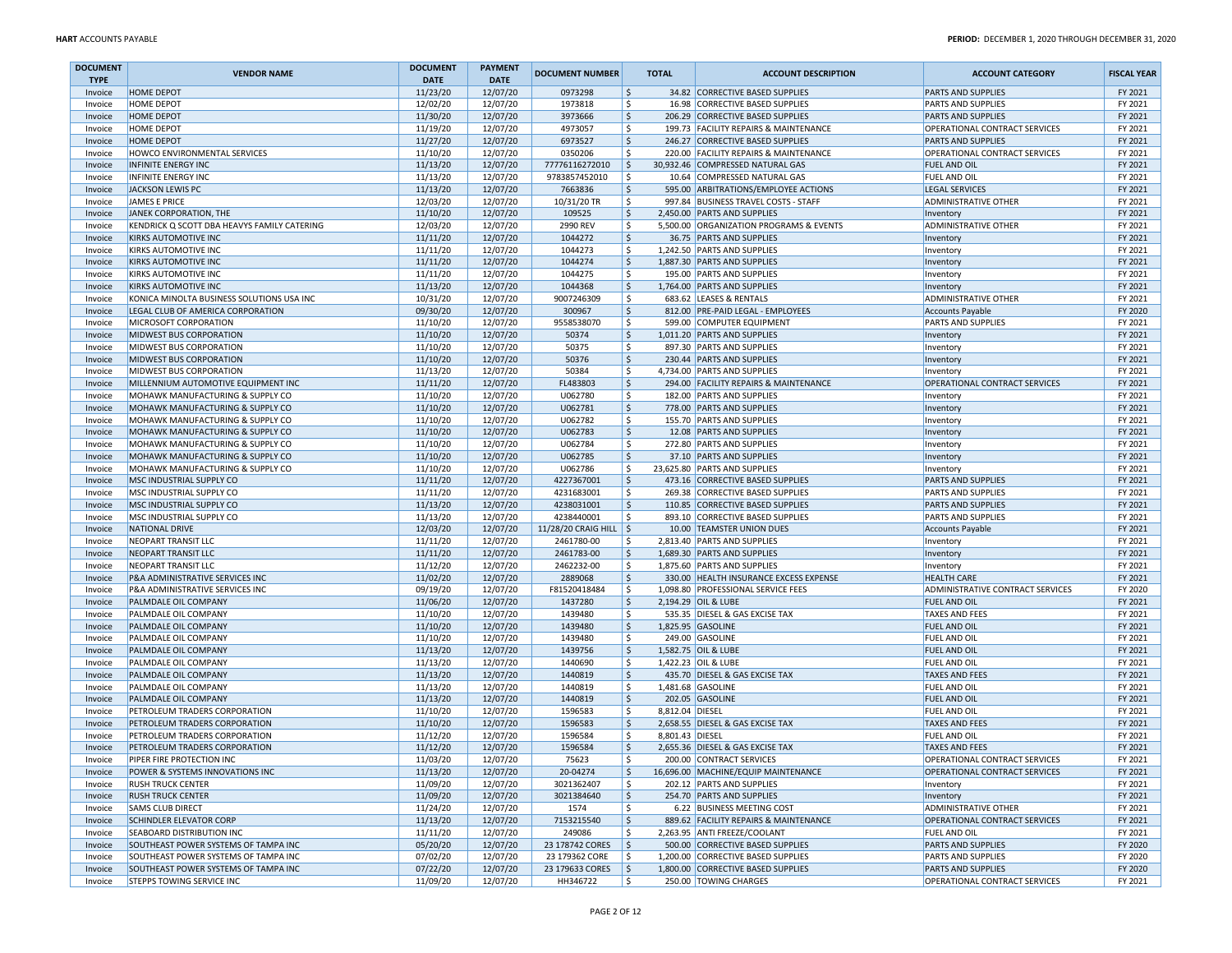| DOCUMENT TYPE | VENDOR NAME | DOCUMENT DATE | PAYMENT DATE | DOCUMENT NUMBER | TOTAL | ACCOUNT DESCRIPTION | ACCOUNT CATEGORY | FISCAL YEAR |
|---|---|---|---|---|---|---|---|---|
| Invoice | HOME DEPOT | 11/23/20 | 12/07/20 | 0973298 | $ 34.82 | CORRECTIVE BASED SUPPLIES | PARTS AND SUPPLIES | FY 2021 |
| Invoice | HOME DEPOT | 12/02/20 | 12/07/20 | 1973818 | $ 16.98 | CORRECTIVE BASED SUPPLIES | PARTS AND SUPPLIES | FY 2021 |
| Invoice | HOME DEPOT | 11/30/20 | 12/07/20 | 3973666 | $ 206.29 | CORRECTIVE BASED SUPPLIES | PARTS AND SUPPLIES | FY 2021 |
| Invoice | HOME DEPOT | 11/19/20 | 12/07/20 | 4973057 | $ 199.73 | FACILITY REPAIRS & MAINTENANCE | OPERATIONAL CONTRACT SERVICES | FY 2021 |
| Invoice | HOME DEPOT | 11/27/20 | 12/07/20 | 6973527 | $ 246.27 | CORRECTIVE BASED SUPPLIES | PARTS AND SUPPLIES | FY 2021 |
| Invoice | HOWCO ENVIRONMENTAL SERVICES | 11/10/20 | 12/07/20 | 0350206 | $ 220.00 | FACILITY REPAIRS & MAINTENANCE | OPERATIONAL CONTRACT SERVICES | FY 2021 |
| Invoice | INFINITE ENERGY INC | 11/13/20 | 12/07/20 | 77776116272010 | $ 30,932.46 | COMPRESSED NATURAL GAS | FUEL AND OIL | FY 2021 |
| Invoice | INFINITE ENERGY INC | 11/13/20 | 12/07/20 | 9783857452010 | $ 10.64 | COMPRESSED NATURAL GAS | FUEL AND OIL | FY 2021 |
| Invoice | JACKSON LEWIS PC | 11/13/20 | 12/07/20 | 7663836 | $ 595.00 | ARBITRATIONS/EMPLOYEE ACTIONS | LEGAL SERVICES | FY 2021 |
| Invoice | JAMES E PRICE | 12/03/20 | 12/07/20 | 10/31/20 TR | $ 997.84 | BUSINESS TRAVEL COSTS - STAFF | ADMINISTRATIVE OTHER | FY 2021 |
| Invoice | JANEK CORPORATION, THE | 11/10/20 | 12/07/20 | 109525 | $ 2,450.00 | PARTS AND SUPPLIES | Inventory | FY 2021 |
| Invoice | KENDRICK Q SCOTT DBA HEAVYS FAMILY CATERING | 12/03/20 | 12/07/20 | 2990 REV | $ 5,500.00 | ORGANIZATION PROGRAMS & EVENTS | ADMINISTRATIVE OTHER | FY 2021 |
| Invoice | KIRKS AUTOMOTIVE INC | 11/11/20 | 12/07/20 | 1044272 | $ 36.75 | PARTS AND SUPPLIES | Inventory | FY 2021 |
| Invoice | KIRKS AUTOMOTIVE INC | 11/11/20 | 12/07/20 | 1044273 | $ 1,242.50 | PARTS AND SUPPLIES | Inventory | FY 2021 |
| Invoice | KIRKS AUTOMOTIVE INC | 11/11/20 | 12/07/20 | 1044274 | $ 1,887.30 | PARTS AND SUPPLIES | Inventory | FY 2021 |
| Invoice | KIRKS AUTOMOTIVE INC | 11/11/20 | 12/07/20 | 1044275 | $ 195.00 | PARTS AND SUPPLIES | Inventory | FY 2021 |
| Invoice | KIRKS AUTOMOTIVE INC | 11/13/20 | 12/07/20 | 1044368 | $ 1,764.00 | PARTS AND SUPPLIES | Inventory | FY 2021 |
| Invoice | KONICA MINOLTA BUSINESS SOLUTIONS USA INC | 10/31/20 | 12/07/20 | 9007246309 | $ 683.62 | LEASES & RENTALS | ADMINISTRATIVE OTHER | FY 2021 |
| Invoice | LEGAL CLUB OF AMERICA CORPORATION | 09/30/20 | 12/07/20 | 300967 | $ 812.00 | PRE-PAID LEGAL - EMPLOYEES | Accounts Payable | FY 2020 |
| Invoice | MICROSOFT CORPORATION | 11/10/20 | 12/07/20 | 9558538070 | $ 599.00 | COMPUTER EQUIPMENT | PARTS AND SUPPLIES | FY 2021 |
| Invoice | MIDWEST BUS CORPORATION | 11/10/20 | 12/07/20 | 50374 | $ 1,011.20 | PARTS AND SUPPLIES | Inventory | FY 2021 |
| Invoice | MIDWEST BUS CORPORATION | 11/10/20 | 12/07/20 | 50375 | $ 897.30 | PARTS AND SUPPLIES | Inventory | FY 2021 |
| Invoice | MIDWEST BUS CORPORATION | 11/10/20 | 12/07/20 | 50376 | $ 230.44 | PARTS AND SUPPLIES | Inventory | FY 2021 |
| Invoice | MIDWEST BUS CORPORATION | 11/13/20 | 12/07/20 | 50384 | $ 4,734.00 | PARTS AND SUPPLIES | Inventory | FY 2021 |
| Invoice | MILLENNIUM AUTOMOTIVE EQUIPMENT INC | 11/11/20 | 12/07/20 | FL483803 | $ 294.00 | FACILITY REPAIRS & MAINTENANCE | OPERATIONAL CONTRACT SERVICES | FY 2021 |
| Invoice | MOHAWK MANUFACTURING & SUPPLY CO | 11/10/20 | 12/07/20 | U062780 | $ 182.00 | PARTS AND SUPPLIES | Inventory | FY 2021 |
| Invoice | MOHAWK MANUFACTURING & SUPPLY CO | 11/10/20 | 12/07/20 | U062781 | $ 778.00 | PARTS AND SUPPLIES | Inventory | FY 2021 |
| Invoice | MOHAWK MANUFACTURING & SUPPLY CO | 11/10/20 | 12/07/20 | U062782 | $ 155.70 | PARTS AND SUPPLIES | Inventory | FY 2021 |
| Invoice | MOHAWK MANUFACTURING & SUPPLY CO | 11/10/20 | 12/07/20 | U062783 | $ 12.08 | PARTS AND SUPPLIES | Inventory | FY 2021 |
| Invoice | MOHAWK MANUFACTURING & SUPPLY CO | 11/10/20 | 12/07/20 | U062784 | $ 272.80 | PARTS AND SUPPLIES | Inventory | FY 2021 |
| Invoice | MOHAWK MANUFACTURING & SUPPLY CO | 11/10/20 | 12/07/20 | U062785 | $ 37.10 | PARTS AND SUPPLIES | Inventory | FY 2021 |
| Invoice | MOHAWK MANUFACTURING & SUPPLY CO | 11/10/20 | 12/07/20 | U062786 | $ 23,625.80 | PARTS AND SUPPLIES | Inventory | FY 2021 |
| Invoice | MSC INDUSTRIAL SUPPLY CO | 11/11/20 | 12/07/20 | 4227367001 | $ 473.16 | CORRECTIVE BASED SUPPLIES | PARTS AND SUPPLIES | FY 2021 |
| Invoice | MSC INDUSTRIAL SUPPLY CO | 11/11/20 | 12/07/20 | 4231683001 | $ 269.38 | CORRECTIVE BASED SUPPLIES | PARTS AND SUPPLIES | FY 2021 |
| Invoice | MSC INDUSTRIAL SUPPLY CO | 11/13/20 | 12/07/20 | 4238031001 | $ 110.85 | CORRECTIVE BASED SUPPLIES | PARTS AND SUPPLIES | FY 2021 |
| Invoice | MSC INDUSTRIAL SUPPLY CO | 11/13/20 | 12/07/20 | 4238440001 | $ 893.10 | CORRECTIVE BASED SUPPLIES | PARTS AND SUPPLIES | FY 2021 |
| Invoice | NATIONAL DRIVE | 12/03/20 | 12/07/20 | 11/28/20 CRAIG HILL | $ 10.00 | TEAMSTER UNION DUES | Accounts Payable | FY 2021 |
| Invoice | NEOPART TRANSIT LLC | 11/11/20 | 12/07/20 | 2461780-00 | $ 2,813.40 | PARTS AND SUPPLIES | Inventory | FY 2021 |
| Invoice | NEOPART TRANSIT LLC | 11/11/20 | 12/07/20 | 2461783-00 | $ 1,689.30 | PARTS AND SUPPLIES | Inventory | FY 2021 |
| Invoice | NEOPART TRANSIT LLC | 11/12/20 | 12/07/20 | 2462232-00 | $ 1,875.60 | PARTS AND SUPPLIES | Inventory | FY 2021 |
| Invoice | P&A ADMINISTRATIVE SERVICES INC | 11/02/20 | 12/07/20 | 2889068 | $ 330.00 | HEALTH INSURANCE EXCESS EXPENSE | HEALTH CARE | FY 2021 |
| Invoice | P&A ADMINISTRATIVE SERVICES INC | 09/19/20 | 12/07/20 | F81520418484 | $ 1,098.80 | PROFESSIONAL SERVICE FEES | ADMINISTRATIVE CONTRACT SERVICES | FY 2020 |
| Invoice | PALMDALE OIL COMPANY | 11/06/20 | 12/07/20 | 1437280 | $ 2,194.29 | OIL & LUBE | FUEL AND OIL | FY 2021 |
| Invoice | PALMDALE OIL COMPANY | 11/10/20 | 12/07/20 | 1439480 | $ 535.35 | DIESEL & GAS EXCISE TAX | TAXES AND FEES | FY 2021 |
| Invoice | PALMDALE OIL COMPANY | 11/10/20 | 12/07/20 | 1439480 | $ 1,825.95 | GASOLINE | FUEL AND OIL | FY 2021 |
| Invoice | PALMDALE OIL COMPANY | 11/10/20 | 12/07/20 | 1439480 | $ 249.00 | GASOLINE | FUEL AND OIL | FY 2021 |
| Invoice | PALMDALE OIL COMPANY | 11/13/20 | 12/07/20 | 1439756 | $ 1,582.75 | OIL & LUBE | FUEL AND OIL | FY 2021 |
| Invoice | PALMDALE OIL COMPANY | 11/13/20 | 12/07/20 | 1440690 | $ 1,422.23 | OIL & LUBE | FUEL AND OIL | FY 2021 |
| Invoice | PALMDALE OIL COMPANY | 11/13/20 | 12/07/20 | 1440819 | $ 435.70 | DIESEL & GAS EXCISE TAX | TAXES AND FEES | FY 2021 |
| Invoice | PALMDALE OIL COMPANY | 11/13/20 | 12/07/20 | 1440819 | $ 1,481.68 | GASOLINE | FUEL AND OIL | FY 2021 |
| Invoice | PALMDALE OIL COMPANY | 11/13/20 | 12/07/20 | 1440819 | $ 202.05 | GASOLINE | FUEL AND OIL | FY 2021 |
| Invoice | PETROLEUM TRADERS CORPORATION | 11/10/20 | 12/07/20 | 1596583 | $ 8,812.04 | DIESEL | FUEL AND OIL | FY 2021 |
| Invoice | PETROLEUM TRADERS CORPORATION | 11/10/20 | 12/07/20 | 1596583 | $ 2,658.55 | DIESEL & GAS EXCISE TAX | TAXES AND FEES | FY 2021 |
| Invoice | PETROLEUM TRADERS CORPORATION | 11/12/20 | 12/07/20 | 1596584 | $ 8,801.43 | DIESEL | FUEL AND OIL | FY 2021 |
| Invoice | PETROLEUM TRADERS CORPORATION | 11/12/20 | 12/07/20 | 1596584 | $ 2,655.36 | DIESEL & GAS EXCISE TAX | TAXES AND FEES | FY 2021 |
| Invoice | PIPER FIRE PROTECTION INC | 11/03/20 | 12/07/20 | 75623 | $ 200.00 | CONTRACT SERVICES | OPERATIONAL CONTRACT SERVICES | FY 2021 |
| Invoice | POWER & SYSTEMS INNOVATIONS INC | 11/13/20 | 12/07/20 | 20-04274 | $ 16,696.00 | MACHINE/EQUIP MAINTENANCE | OPERATIONAL CONTRACT SERVICES | FY 2021 |
| Invoice | RUSH TRUCK CENTER | 11/09/20 | 12/07/20 | 3021362407 | $ 202.12 | PARTS AND SUPPLIES | Inventory | FY 2021 |
| Invoice | RUSH TRUCK CENTER | 11/09/20 | 12/07/20 | 3021384640 | $ 254.70 | PARTS AND SUPPLIES | Inventory | FY 2021 |
| Invoice | SAMS CLUB DIRECT | 11/24/20 | 12/07/20 | 1574 | $ 6.22 | BUSINESS MEETING COST | ADMINISTRATIVE OTHER | FY 2021 |
| Invoice | SCHINDLER ELEVATOR CORP | 11/13/20 | 12/07/20 | 7153215540 | $ 889.62 | FACILITY REPAIRS & MAINTENANCE | OPERATIONAL CONTRACT SERVICES | FY 2021 |
| Invoice | SEABOARD DISTRIBUTION INC | 11/11/20 | 12/07/20 | 249086 | $ 2,263.95 | ANTI FREEZE/COOLANT | FUEL AND OIL | FY 2021 |
| Invoice | SOUTHEAST POWER SYSTEMS OF TAMPA INC | 05/20/20 | 12/07/20 | 23 178742 CORES | $ 500.00 | CORRECTIVE BASED SUPPLIES | PARTS AND SUPPLIES | FY 2020 |
| Invoice | SOUTHEAST POWER SYSTEMS OF TAMPA INC | 07/02/20 | 12/07/20 | 23 179362 CORE | $ 1,200.00 | CORRECTIVE BASED SUPPLIES | PARTS AND SUPPLIES | FY 2020 |
| Invoice | SOUTHEAST POWER SYSTEMS OF TAMPA INC | 07/22/20 | 12/07/20 | 23 179633 CORES | $ 1,800.00 | CORRECTIVE BASED SUPPLIES | PARTS AND SUPPLIES | FY 2020 |
| Invoice | STEPPS TOWING SERVICE INC | 11/09/20 | 12/07/20 | HH346722 | $ 250.00 | TOWING CHARGES | OPERATIONAL CONTRACT SERVICES | FY 2021 |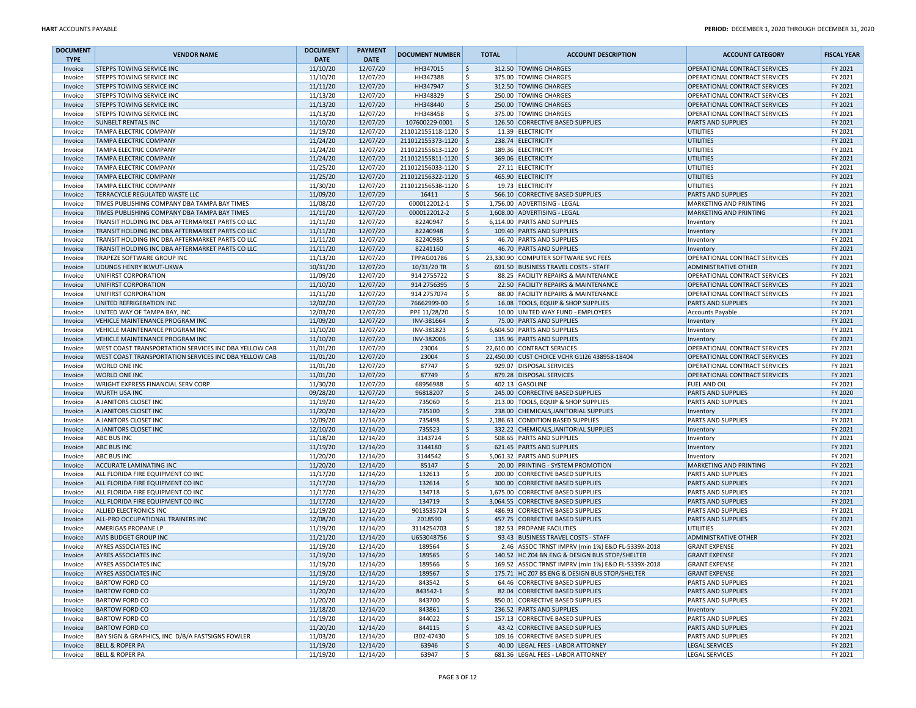| DOCUMENT TYPE | VENDOR NAME | DOCUMENT DATE | PAYMENT DATE | DOCUMENT NUMBER | TOTAL | ACCOUNT DESCRIPTION | ACCOUNT CATEGORY | FISCAL YEAR |
|---|---|---|---|---|---|---|---|---|
| Invoice | STEPPS TOWING SERVICE INC | 11/10/20 | 12/07/20 | HH347015 | $ 312.50 | TOWING CHARGES | OPERATIONAL CONTRACT SERVICES | FY 2021 |
| Invoice | STEPPS TOWING SERVICE INC | 11/10/20 | 12/07/20 | HH347388 | $ 375.00 | TOWING CHARGES | OPERATIONAL CONTRACT SERVICES | FY 2021 |
| Invoice | STEPPS TOWING SERVICE INC | 11/11/20 | 12/07/20 | HH347947 | $ 312.50 | TOWING CHARGES | OPERATIONAL CONTRACT SERVICES | FY 2021 |
| Invoice | STEPPS TOWING SERVICE INC | 11/13/20 | 12/07/20 | HH348329 | $ 250.00 | TOWING CHARGES | OPERATIONAL CONTRACT SERVICES | FY 2021 |
| Invoice | STEPPS TOWING SERVICE INC | 11/13/20 | 12/07/20 | HH348440 | $ 250.00 | TOWING CHARGES | OPERATIONAL CONTRACT SERVICES | FY 2021 |
| Invoice | STEPPS TOWING SERVICE INC | 11/13/20 | 12/07/20 | HH348458 | $ 375.00 | TOWING CHARGES | OPERATIONAL CONTRACT SERVICES | FY 2021 |
| Invoice | SUNBELT RENTALS INC | 11/10/20 | 12/07/20 | 107600229-0001 | $ 126.50 | CORRECTIVE BASED SUPPLIES | PARTS AND SUPPLIES | FY 2021 |
| Invoice | TAMPA ELECTRIC COMPANY | 11/19/20 | 12/07/20 | 211012155118-1120 | $ 11.39 | ELECTRICITY | UTILITIES | FY 2021 |
| Invoice | TAMPA ELECTRIC COMPANY | 11/24/20 | 12/07/20 | 211012155373-1120 | $ 238.74 | ELECTRICITY | UTILITIES | FY 2021 |
| Invoice | TAMPA ELECTRIC COMPANY | 11/24/20 | 12/07/20 | 211012155613-1120 | $ 189.36 | ELECTRICITY | UTILITIES | FY 2021 |
| Invoice | TAMPA ELECTRIC COMPANY | 11/24/20 | 12/07/20 | 211012155811-1120 | $ 369.06 | ELECTRICITY | UTILITIES | FY 2021 |
| Invoice | TAMPA ELECTRIC COMPANY | 11/25/20 | 12/07/20 | 211012156033-1120 | $ 27.11 | ELECTRICITY | UTILITIES | FY 2021 |
| Invoice | TAMPA ELECTRIC COMPANY | 11/25/20 | 12/07/20 | 211012156322-1120 | $ 465.90 | ELECTRICITY | UTILITIES | FY 2021 |
| Invoice | TAMPA ELECTRIC COMPANY | 11/30/20 | 12/07/20 | 211012156538-1120 | $ 19.73 | ELECTRICITY | UTILITIES | FY 2021 |
| Invoice | TERRACYCLE REGULATED WASTE LLC | 11/09/20 | 12/07/20 | 16411 | $ 566.10 | CORRECTIVE BASED SUPPLIES | PARTS AND SUPPLIES | FY 2021 |
| Invoice | TIMES PUBLISHING COMPANY DBA TAMPA BAY TIMES | 11/08/20 | 12/07/20 | 0000122012-1 | $ 1,756.00 | ADVERTISING - LEGAL | MARKETING AND PRINTING | FY 2021 |
| Invoice | TIMES PUBLISHING COMPANY DBA TAMPA BAY TIMES | 11/11/20 | 12/07/20 | 0000122012-2 | $ 1,608.00 | ADVERTISING - LEGAL | MARKETING AND PRINTING | FY 2021 |
| Invoice | TRANSIT HOLDING INC DBA AFTERMARKET PARTS CO LLC | 11/11/20 | 12/07/20 | 82240947 | $ 6,114.00 | PARTS AND SUPPLIES | Inventory | FY 2021 |
| Invoice | TRANSIT HOLDING INC DBA AFTERMARKET PARTS CO LLC | 11/11/20 | 12/07/20 | 82240948 | $ 109.40 | PARTS AND SUPPLIES | Inventory | FY 2021 |
| Invoice | TRANSIT HOLDING INC DBA AFTERMARKET PARTS CO LLC | 11/11/20 | 12/07/20 | 82240985 | $ 46.70 | PARTS AND SUPPLIES | Inventory | FY 2021 |
| Invoice | TRANSIT HOLDING INC DBA AFTERMARKET PARTS CO LLC | 11/11/20 | 12/07/20 | 82241160 | $ 46.70 | PARTS AND SUPPLIES | Inventory | FY 2021 |
| Invoice | TRAPEZE SOFTWARE GROUP INC | 11/13/20 | 12/07/20 | TPPAG01786 | $ 23,330.90 | COMPUTER SOFTWARE SVC FEES | OPERATIONAL CONTRACT SERVICES | FY 2021 |
| Invoice | UDUNGS HENRY IKWUT-UKWA | 10/31/20 | 12/07/20 | 10/31/20 TR | $ 691.50 | BUSINESS TRAVEL COSTS - STAFF | ADMINISTRATIVE OTHER | FY 2021 |
| Invoice | UNIFIRST CORPORATION | 11/09/20 | 12/07/20 | 914 2755722 | $ 88.25 | FACILITY REPAIRS & MAINTENANCE | OPERATIONAL CONTRACT SERVICES | FY 2021 |
| Invoice | UNIFIRST CORPORATION | 11/10/20 | 12/07/20 | 914 2756395 | $ 22.50 | FACILITY REPAIRS & MAINTENANCE | OPERATIONAL CONTRACT SERVICES | FY 2021 |
| Invoice | UNIFIRST CORPORATION | 11/11/20 | 12/07/20 | 914 2757074 | $ 88.00 | FACILITY REPAIRS & MAINTENANCE | OPERATIONAL CONTRACT SERVICES | FY 2021 |
| Invoice | UNITED REFRIGERATION INC | 12/02/20 | 12/07/20 | 76662999-00 | $ 16.08 | TOOLS, EQUIP & SHOP SUPPLIES | PARTS AND SUPPLIES | FY 2021 |
| Invoice | UNITED WAY OF TAMPA BAY, INC. | 12/03/20 | 12/07/20 | PPE 11/28/20 | $ 10.00 | UNITED WAY FUND - EMPLOYEES | Accounts Payable | FY 2021 |
| Invoice | VEHICLE MAINTENANCE PROGRAM INC | 11/09/20 | 12/07/20 | INV-381664 | $ 75.00 | PARTS AND SUPPLIES | Inventory | FY 2021 |
| Invoice | VEHICLE MAINTENANCE PROGRAM INC | 11/10/20 | 12/07/20 | INV-381823 | $ 6,604.50 | PARTS AND SUPPLIES | Inventory | FY 2021 |
| Invoice | VEHICLE MAINTENANCE PROGRAM INC | 11/10/20 | 12/07/20 | INV-382006 | $ 135.96 | PARTS AND SUPPLIES | Inventory | FY 2021 |
| Invoice | WEST COAST TRANSPORTATION SERVICES INC DBA YELLOW CAB | 11/01/20 | 12/07/20 | 23004 | $ 22,610.00 | CONTRACT SERVICES | OPERATIONAL CONTRACT SERVICES | FY 2021 |
| Invoice | WEST COAST TRANSPORTATION SERVICES INC DBA YELLOW CAB | 11/01/20 | 12/07/20 | 23004 | $ 22,450.00 | CUST CHOICE VCHR G1I26 438958-18404 | OPERATIONAL CONTRACT SERVICES | FY 2021 |
| Invoice | WORLD ONE INC | 11/01/20 | 12/07/20 | 87747 | $ 929.07 | DISPOSAL SERVICES | OPERATIONAL CONTRACT SERVICES | FY 2021 |
| Invoice | WORLD ONE INC | 11/01/20 | 12/07/20 | 87749 | $ 879.28 | DISPOSAL SERVICES | OPERATIONAL CONTRACT SERVICES | FY 2021 |
| Invoice | WRIGHT EXPRESS FINANCIAL SERV CORP | 11/30/20 | 12/07/20 | 68956988 | $ 402.13 | GASOLINE | FUEL AND OIL | FY 2021 |
| Invoice | WURTH USA INC | 09/28/20 | 12/07/20 | 96818207 | $ 245.00 | CORRECTIVE BASED SUPPLIES | PARTS AND SUPPLIES | FY 2020 |
| Invoice | A JANITORS CLOSET INC | 11/19/20 | 12/14/20 | 735060 | $ 213.00 | TOOLS, EQUIP & SHOP SUPPLIES | PARTS AND SUPPLIES | FY 2021 |
| Invoice | A JANITORS CLOSET INC | 11/20/20 | 12/14/20 | 735100 | $ 238.00 | CHEMICALS,JANITORIAL SUPPLIES | Inventory | FY 2021 |
| Invoice | A JANITORS CLOSET INC | 12/09/20 | 12/14/20 | 735498 | $ 2,186.63 | CONDITION BASED SUPPLIES | PARTS AND SUPPLIES | FY 2021 |
| Invoice | A JANITORS CLOSET INC | 12/10/20 | 12/14/20 | 735523 | $ 332.22 | CHEMICALS,JANITORIAL SUPPLIES | Inventory | FY 2021 |
| Invoice | ABC BUS INC | 11/18/20 | 12/14/20 | 3143724 | $ 508.65 | PARTS AND SUPPLIES | Inventory | FY 2021 |
| Invoice | ABC BUS INC | 11/19/20 | 12/14/20 | 3144180 | $ 621.45 | PARTS AND SUPPLIES | Inventory | FY 2021 |
| Invoice | ABC BUS INC | 11/20/20 | 12/14/20 | 3144542 | $ 5,061.32 | PARTS AND SUPPLIES | Inventory | FY 2021 |
| Invoice | ACCURATE LAMINATING INC | 11/20/20 | 12/14/20 | 85147 | $ 20.00 | PRINTING - SYSTEM PROMOTION | MARKETING AND PRINTING | FY 2021 |
| Invoice | ALL FLORIDA FIRE EQUIPMENT CO INC | 11/17/20 | 12/14/20 | 132613 | $ 200.00 | CORRECTIVE BASED SUPPLIES | PARTS AND SUPPLIES | FY 2021 |
| Invoice | ALL FLORIDA FIRE EQUIPMENT CO INC | 11/17/20 | 12/14/20 | 132614 | $ 300.00 | CORRECTIVE BASED SUPPLIES | PARTS AND SUPPLIES | FY 2021 |
| Invoice | ALL FLORIDA FIRE EQUIPMENT CO INC | 11/17/20 | 12/14/20 | 134718 | $ 1,675.00 | CORRECTIVE BASED SUPPLIES | PARTS AND SUPPLIES | FY 2021 |
| Invoice | ALL FLORIDA FIRE EQUIPMENT CO INC | 11/17/20 | 12/14/20 | 134719 | $ 3,064.55 | CORRECTIVE BASED SUPPLIES | PARTS AND SUPPLIES | FY 2021 |
| Invoice | ALLIED ELECTRONICS INC | 11/19/20 | 12/14/20 | 9013535724 | $ 486.93 | CORRECTIVE BASED SUPPLIES | PARTS AND SUPPLIES | FY 2021 |
| Invoice | ALL-PRO OCCUPATIONAL TRAINERS INC | 12/08/20 | 12/14/20 | 2018590 | $ 457.75 | CORRECTIVE BASED SUPPLIES | PARTS AND SUPPLIES | FY 2021 |
| Invoice | AMERIGAS PROPANE LP | 11/19/20 | 12/14/20 | 3114254703 | $ 182.53 | PROPANE FACILITIES | UTILITIES | FY 2021 |
| Invoice | AVIS BUDGET GROUP INC | 11/21/20 | 12/14/20 | U653048756 | $ 93.43 | BUSINESS TRAVEL COSTS - STAFF | ADMINISTRATIVE OTHER | FY 2021 |
| Invoice | AYRES ASSOCIATES INC | 11/19/20 | 12/14/20 | 189564 | $ 2.46 | ASSOC TRNST IMPRV (min 1%) E&D FL-5339X-2018 | GRANT EXPENSE | FY 2021 |
| Invoice | AYRES ASSOCIATES INC | 11/19/20 | 12/14/20 | 189565 | $ 140.52 | HC Z04 BN ENG & DESIGN BUS STOP/SHELTER | GRANT EXPENSE | FY 2021 |
| Invoice | AYRES ASSOCIATES INC | 11/19/20 | 12/14/20 | 189566 | $ 169.52 | ASSOC TRNST IMPRV (min 1%) E&D FL-5339X-2018 | GRANT EXPENSE | FY 2021 |
| Invoice | AYRES ASSOCIATES INC | 11/19/20 | 12/14/20 | 189567 | $ 175.71 | HC Z07 BS ENG & DESIGN BUS STOP/SHELTER | GRANT EXPENSE | FY 2021 |
| Invoice | BARTOW FORD CO | 11/19/20 | 12/14/20 | 843542 | $ 64.46 | CORRECTIVE BASED SUPPLIES | PARTS AND SUPPLIES | FY 2021 |
| Invoice | BARTOW FORD CO | 11/20/20 | 12/14/20 | 843542-1 | $ 82.04 | CORRECTIVE BASED SUPPLIES | PARTS AND SUPPLIES | FY 2021 |
| Invoice | BARTOW FORD CO | 11/20/20 | 12/14/20 | 843700 | $ 850.01 | CORRECTIVE BASED SUPPLIES | PARTS AND SUPPLIES | FY 2021 |
| Invoice | BARTOW FORD CO | 11/18/20 | 12/14/20 | 843861 | $ 236.52 | PARTS AND SUPPLIES | Inventory | FY 2021 |
| Invoice | BARTOW FORD CO | 11/19/20 | 12/14/20 | 844022 | $ 157.13 | CORRECTIVE BASED SUPPLIES | PARTS AND SUPPLIES | FY 2021 |
| Invoice | BARTOW FORD CO | 11/20/20 | 12/14/20 | 844115 | $ 43.42 | CORRECTIVE BASED SUPPLIES | PARTS AND SUPPLIES | FY 2021 |
| Invoice | BAY SIGN & GRAPHICS, INC D/B/A FASTSIGNS FOWLER | 11/03/20 | 12/14/20 | I302-47430 | $ 109.16 | CORRECTIVE BASED SUPPLIES | PARTS AND SUPPLIES | FY 2021 |
| Invoice | BELL & ROPER PA | 11/19/20 | 12/14/20 | 63946 | $ 40.00 | LEGAL FEES - LABOR ATTORNEY | LEGAL SERVICES | FY 2021 |
| Invoice | BELL & ROPER PA | 11/19/20 | 12/14/20 | 63947 | $ 681.36 | LEGAL FEES - LABOR ATTORNEY | LEGAL SERVICES | FY 2021 |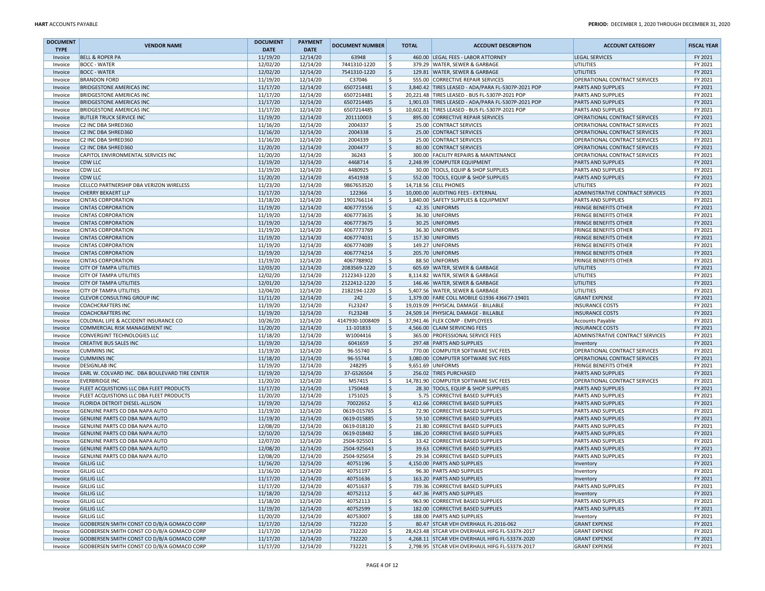| DOCUMENT TYPE | VENDOR NAME | DOCUMENT DATE | PAYMENT DATE | DOCUMENT NUMBER | TOTAL | ACCOUNT DESCRIPTION | ACCOUNT CATEGORY | FISCAL YEAR |
|---|---|---|---|---|---|---|---|---|
| Invoice | BELL & ROPER PA | 11/19/20 | 12/14/20 | 63948 | $ 460.00 | LEGAL FEES - LABOR ATTORNEY | LEGAL SERVICES | FY 2021 |
| Invoice | BOCC - WATER | 12/02/20 | 12/14/20 | 7441310-1220 | $ 379.29 | WATER, SEWER & GARBAGE | UTILITIES | FY 2021 |
| Invoice | BOCC - WATER | 12/02/20 | 12/14/20 | 7541310-1220 | $ 129.81 | WATER, SEWER & GARBAGE | UTILITIES | FY 2021 |
| Invoice | BRANDON FORD | 11/19/20 | 12/14/20 | C37046 | $ 555.00 | CORRECTIVE REPAIR SERVICES | OPERATIONAL CONTRACT SERVICES | FY 2021 |
| Invoice | BRIDGESTONE AMERICAS INC | 11/17/20 | 12/14/20 | 6507214481 | $ 3,840.42 | TIRES LEASED - ADA/PARA FL-5307P-2021 POP | PARTS AND SUPPLIES | FY 2021 |
| Invoice | BRIDGESTONE AMERICAS INC | 11/17/20 | 12/14/20 | 6507214481 | $ 20,221.48 | TIRES LEASED - BUS FL-5307P-2021 POP | PARTS AND SUPPLIES | FY 2021 |
| Invoice | BRIDGESTONE AMERICAS INC | 11/17/20 | 12/14/20 | 6507214485 | $ 1,901.03 | TIRES LEASED - ADA/PARA FL-5307P-2021 POP | PARTS AND SUPPLIES | FY 2021 |
| Invoice | BRIDGESTONE AMERICAS INC | 11/17/20 | 12/14/20 | 6507214485 | $ 10,602.81 | TIRES LEASED - BUS FL-5307P-2021 POP | PARTS AND SUPPLIES | FY 2021 |
| Invoice | BUTLER TRUCK SERVICE INC | 11/19/20 | 12/14/20 | 201110003 | $ 895.00 | CORRECTIVE REPAIR SERVICES | OPERATIONAL CONTRACT SERVICES | FY 2021 |
| Invoice | C2 INC DBA SHRED360 | 11/16/20 | 12/14/20 | 2004337 | $ 25.00 | CONTRACT SERVICES | OPERATIONAL CONTRACT SERVICES | FY 2021 |
| Invoice | C2 INC DBA SHRED360 | 11/16/20 | 12/14/20 | 2004338 | $ 25.00 | CONTRACT SERVICES | OPERATIONAL CONTRACT SERVICES | FY 2021 |
| Invoice | C2 INC DBA SHRED360 | 11/16/20 | 12/14/20 | 2004339 | $ 25.00 | CONTRACT SERVICES | OPERATIONAL CONTRACT SERVICES | FY 2021 |
| Invoice | C2 INC DBA SHRED360 | 11/20/20 | 12/14/20 | 2004477 | $ 80.00 | CONTRACT SERVICES | OPERATIONAL CONTRACT SERVICES | FY 2021 |
| Invoice | CAPITOL ENVIRONMENTAL SERVICES INC | 11/20/20 | 12/14/20 | 36243 | $ 300.00 | FACILITY REPAIRS & MAINTENANCE | OPERATIONAL CONTRACT SERVICES | FY 2021 |
| Invoice | CDW LLC | 11/19/20 | 12/14/20 | 4468714 | $ 2,248.99 | COMPUTER EQUIPMENT | PARTS AND SUPPLIES | FY 2021 |
| Invoice | CDW LLC | 11/19/20 | 12/14/20 | 4480925 | $ 30.00 | TOOLS, EQUIP & SHOP SUPPLIES | PARTS AND SUPPLIES | FY 2021 |
| Invoice | CDW LLC | 11/20/20 | 12/14/20 | 4541938 | $ 552.00 | TOOLS, EQUIP & SHOP SUPPLIES | PARTS AND SUPPLIES | FY 2021 |
| Invoice | CELLCO PARTNERSHIP DBA VERIZON WIRELESS | 11/23/20 | 12/14/20 | 9867653520 | $ 14,718.56 | CELL PHONES | UTILITIES | FY 2021 |
| Invoice | CHERRY BEKAERT LLP | 11/17/20 | 12/14/20 | 122366 | $ 10,000.00 | AUDITING FEES - EXTERNAL | ADMINISTRATIVE CONTRACT SERVICES | FY 2021 |
| Invoice | CINTAS CORPORATION | 11/18/20 | 12/14/20 | 1901766114 | $ 1,840.00 | SAFETY SUPPLIES & EQUIPMENT | PARTS AND SUPPLIES | FY 2021 |
| Invoice | CINTAS CORPORATION | 11/19/20 | 12/14/20 | 4067773556 | $ 42.35 | UNIFORMS | FRINGE BENEFITS OTHER | FY 2021 |
| Invoice | CINTAS CORPORATION | 11/19/20 | 12/14/20 | 4067773635 | $ 36.30 | UNIFORMS | FRINGE BENEFITS OTHER | FY 2021 |
| Invoice | CINTAS CORPORATION | 11/19/20 | 12/14/20 | 4067773675 | $ 30.25 | UNIFORMS | FRINGE BENEFITS OTHER | FY 2021 |
| Invoice | CINTAS CORPORATION | 11/19/20 | 12/14/20 | 4067773769 | $ 36.30 | UNIFORMS | FRINGE BENEFITS OTHER | FY 2021 |
| Invoice | CINTAS CORPORATION | 11/19/20 | 12/14/20 | 4067774031 | $ 157.30 | UNIFORMS | FRINGE BENEFITS OTHER | FY 2021 |
| Invoice | CINTAS CORPORATION | 11/19/20 | 12/14/20 | 4067774089 | $ 149.27 | UNIFORMS | FRINGE BENEFITS OTHER | FY 2021 |
| Invoice | CINTAS CORPORATION | 11/19/20 | 12/14/20 | 4067774214 | $ 205.70 | UNIFORMS | FRINGE BENEFITS OTHER | FY 2021 |
| Invoice | CINTAS CORPORATION | 11/19/20 | 12/14/20 | 4067788902 | $ 88.50 | UNIFORMS | FRINGE BENEFITS OTHER | FY 2021 |
| Invoice | CITY OF TAMPA UTILITIES | 12/03/20 | 12/14/20 | 2083569-1220 | $ 605.69 | WATER, SEWER & GARBAGE | UTILITIES | FY 2021 |
| Invoice | CITY OF TAMPA UTILITIES | 12/02/20 | 12/14/20 | 2122343-1220 | $ 8,114.82 | WATER, SEWER & GARBAGE | UTILITIES | FY 2021 |
| Invoice | CITY OF TAMPA UTILITIES | 12/01/20 | 12/14/20 | 2122412-1220 | $ 146.46 | WATER, SEWER & GARBAGE | UTILITIES | FY 2021 |
| Invoice | CITY OF TAMPA UTILITIES | 12/04/20 | 12/14/20 | 2182194-1220 | $ 5,407.56 | WATER, SEWER & GARBAGE | UTILITIES | FY 2021 |
| Invoice | CLEVOR CONSULTING GROUP INC | 11/11/20 | 12/14/20 | 242 | $ 1,379.00 | FARE COLL MOBILE G1936 436677-19401 | GRANT EXPENSE | FY 2021 |
| Invoice | COACHCRAFTERS INC | 11/19/20 | 12/14/20 | FL23247 | $ 19,019.09 | PHYSICAL DAMAGE - BILLABLE | INSURANCE COSTS | FY 2021 |
| Invoice | COACHCRAFTERS INC | 11/19/20 | 12/14/20 | FL23248 | $ 24,509.14 | PHYSICAL DAMAGE - BILLABLE | INSURANCE COSTS | FY 2021 |
| Invoice | COLONIAL LIFE & ACCIDENT INSURANCE CO | 10/26/20 | 12/14/20 | 4147930-1008409 | $ 37,941.46 | FLEX COMP - EMPLOYEES | Accounts Payable | FY 2021 |
| Invoice | COMMERCIAL RISK MANAGEMENT INC | 11/20/20 | 12/14/20 | 11-101833 | $ 4,566.00 | CLAIM SERVICING FEES | INSURANCE COSTS | FY 2021 |
| Invoice | CONVERGINT TECHNOLOGIES LLC | 11/18/20 | 12/14/20 | W1004416 | $ 365.00 | PROFESSIONAL SERVICE FEES | ADMINISTRATIVE CONTRACT SERVICES | FY 2021 |
| Invoice | CREATIVE BUS SALES INC | 11/19/20 | 12/14/20 | 6041659 | $ 297.48 | PARTS AND SUPPLIES | Inventory | FY 2021 |
| Invoice | CUMMINS INC | 11/19/20 | 12/14/20 | 96-55740 | $ 770.00 | COMPUTER SOFTWARE SVC FEES | OPERATIONAL CONTRACT SERVICES | FY 2021 |
| Invoice | CUMMINS INC | 11/18/20 | 12/14/20 | 96-55744 | $ 3,080.00 | COMPUTER SOFTWARE SVC FEES | OPERATIONAL CONTRACT SERVICES | FY 2021 |
| Invoice | DESIGNLAB INC | 11/19/20 | 12/14/20 | 248295 | $ 9,651.69 | UNIFORMS | FRINGE BENEFITS OTHER | FY 2021 |
| Invoice | EARL W. COLVARD INC. DBA BOULEVARD TIRE CENTER | 11/19/20 | 12/14/20 | 37-GS26504 | $ 256.02 | TIRES PURCHASED | PARTS AND SUPPLIES | FY 2021 |
| Invoice | EVERBRIDGE INC | 11/20/20 | 12/14/20 | M57415 | $ 14,781.90 | COMPUTER SOFTWARE SVC FEES | OPERATIONAL CONTRACT SERVICES | FY 2021 |
| Invoice | FLEET ACQUISTIONS LLC DBA FLEET PRODUCTS | 11/17/20 | 12/14/20 | 1750448 | $ 28.30 | TOOLS, EQUIP & SHOP SUPPLIES | PARTS AND SUPPLIES | FY 2021 |
| Invoice | FLEET ACQUISTIONS LLC DBA FLEET PRODUCTS | 11/20/20 | 12/14/20 | 1751025 | $ 5.75 | CORRECTIVE BASED SUPPLIES | PARTS AND SUPPLIES | FY 2021 |
| Invoice | FLORIDA DETROIT DIESEL-ALLISON | 11/19/20 | 12/14/20 | 70022652 | $ 412.66 | CORRECTIVE BASED SUPPLIES | PARTS AND SUPPLIES | FY 2021 |
| Invoice | GENUINE PARTS CO DBA NAPA AUTO | 11/19/20 | 12/14/20 | 0619-015765 | $ 72.90 | CORRECTIVE BASED SUPPLIES | PARTS AND SUPPLIES | FY 2021 |
| Invoice | GENUINE PARTS CO DBA NAPA AUTO | 11/19/20 | 12/14/20 | 0619-015885 | $ 59.10 | CORRECTIVE BASED SUPPLIES | PARTS AND SUPPLIES | FY 2021 |
| Invoice | GENUINE PARTS CO DBA NAPA AUTO | 12/08/20 | 12/14/20 | 0619-018120 | $ 21.80 | CORRECTIVE BASED SUPPLIES | PARTS AND SUPPLIES | FY 2021 |
| Invoice | GENUINE PARTS CO DBA NAPA AUTO | 12/10/20 | 12/14/20 | 0619-018482 | $ 186.20 | CORRECTIVE BASED SUPPLIES | PARTS AND SUPPLIES | FY 2021 |
| Invoice | GENUINE PARTS CO DBA NAPA AUTO | 12/07/20 | 12/14/20 | 2504-925501 | $ 33.42 | CORRECTIVE BASED SUPPLIES | PARTS AND SUPPLIES | FY 2021 |
| Invoice | GENUINE PARTS CO DBA NAPA AUTO | 12/08/20 | 12/14/20 | 2504-925643 | $ 39.63 | CORRECTIVE BASED SUPPLIES | PARTS AND SUPPLIES | FY 2021 |
| Invoice | GENUINE PARTS CO DBA NAPA AUTO | 12/08/20 | 12/14/20 | 2504-925654 | $ 29.34 | CORRECTIVE BASED SUPPLIES | PARTS AND SUPPLIES | FY 2021 |
| Invoice | GILLIG LLC | 11/16/20 | 12/14/20 | 40751196 | $ 4,150.00 | PARTS AND SUPPLIES | Inventory | FY 2021 |
| Invoice | GILLIG LLC | 11/16/20 | 12/14/20 | 40751197 | $ 96.30 | PARTS AND SUPPLIES | Inventory | FY 2021 |
| Invoice | GILLIG LLC | 11/17/20 | 12/14/20 | 40751636 | $ 163.20 | PARTS AND SUPPLIES | Inventory | FY 2021 |
| Invoice | GILLIG LLC | 11/17/20 | 12/14/20 | 40751637 | $ 739.36 | CORRECTIVE BASED SUPPLIES | PARTS AND SUPPLIES | FY 2021 |
| Invoice | GILLIG LLC | 11/18/20 | 12/14/20 | 40752112 | $ 447.36 | PARTS AND SUPPLIES | Inventory | FY 2021 |
| Invoice | GILLIG LLC | 11/18/20 | 12/14/20 | 40752113 | $ 963.90 | CORRECTIVE BASED SUPPLIES | PARTS AND SUPPLIES | FY 2021 |
| Invoice | GILLIG LLC | 11/19/20 | 12/14/20 | 40752599 | $ 182.00 | CORRECTIVE BASED SUPPLIES | PARTS AND SUPPLIES | FY 2021 |
| Invoice | GILLIG LLC | 11/20/20 | 12/14/20 | 40753007 | $ 188.00 | PARTS AND SUPPLIES | Inventory | FY 2021 |
| Invoice | GODBERSEN SMITH CONST CO D/B/A GOMACO CORP | 11/17/20 | 12/14/20 | 732220 | $ 80.47 | STCAR VEH OVERHAUL FL-2016-062 | GRANT EXPENSE | FY 2021 |
| Invoice | GODBERSEN SMITH CONST CO D/B/A GOMACO CORP | 11/17/20 | 12/14/20 | 732220 | $ 28,423.48 | STCAR VEH OVERHAUL HIFG FL-5337X-2017 | GRANT EXPENSE | FY 2021 |
| Invoice | GODBERSEN SMITH CONST CO D/B/A GOMACO CORP | 11/17/20 | 12/14/20 | 732220 | $ 4,268.11 | STCAR VEH OVERHAUL HIFG FL-5337X-2020 | GRANT EXPENSE | FY 2021 |
| Invoice | GODBERSEN SMITH CONST CO D/B/A GOMACO CORP | 11/17/20 | 12/14/20 | 732221 | $ 2,798.95 | STCAR VEH OVERHAUL HIFG FL-5337X-2017 | GRANT EXPENSE | FY 2021 |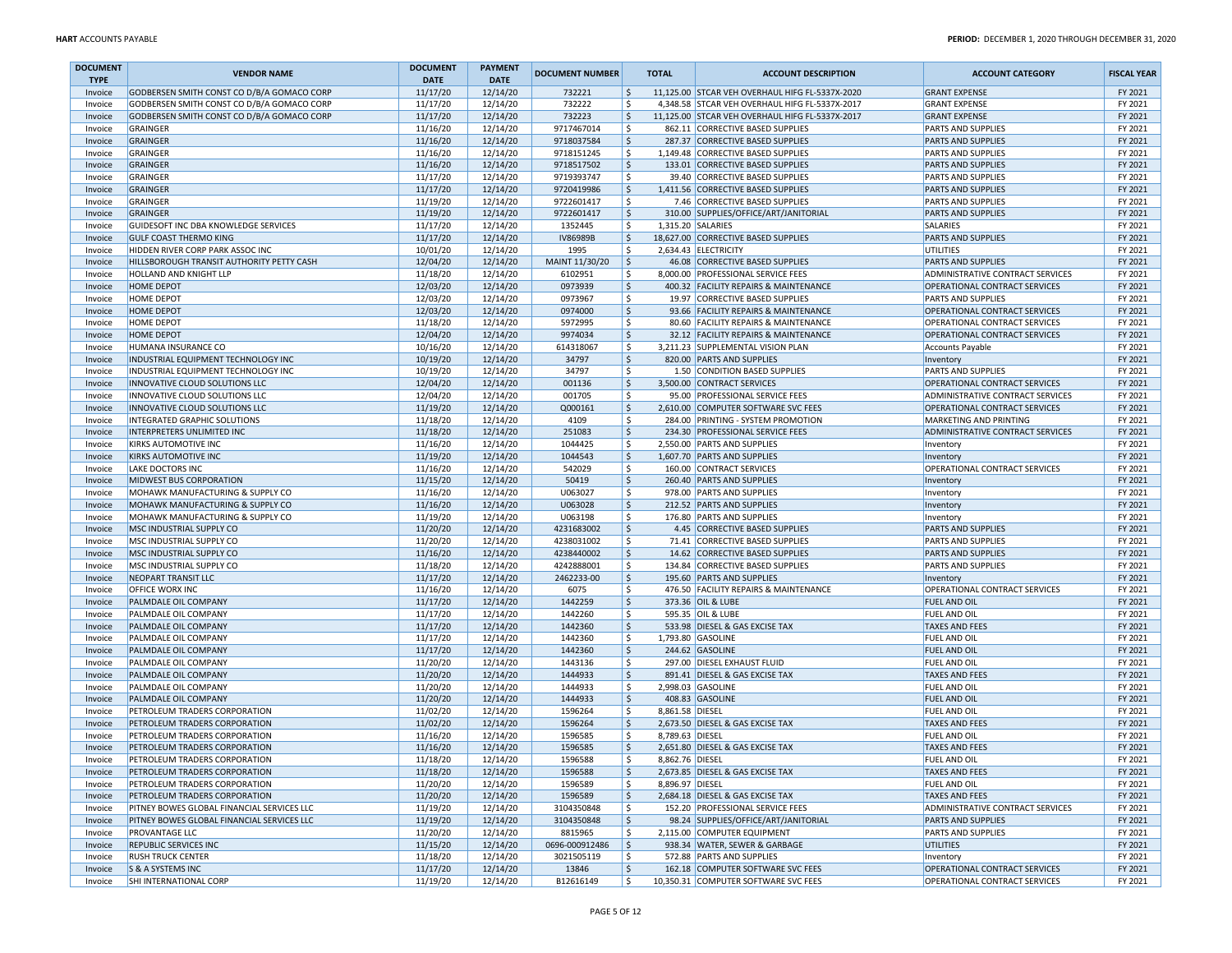| DOCUMENT TYPE | VENDOR NAME | DOCUMENT DATE | PAYMENT DATE | DOCUMENT NUMBER | TOTAL | ACCOUNT DESCRIPTION | ACCOUNT CATEGORY | FISCAL YEAR |
|---|---|---|---|---|---|---|---|---|
| Invoice | GODBERSEN SMITH CONST CO D/B/A GOMACO CORP | 11/17/20 | 12/14/20 | 732221 | $ 11,125.00 | STCAR VEH OVERHAUL HIFG FL-5337X-2020 | GRANT EXPENSE | FY 2021 |
| Invoice | GODBERSEN SMITH CONST CO D/B/A GOMACO CORP | 11/17/20 | 12/14/20 | 732222 | $ 4,348.58 | STCAR VEH OVERHAUL HIFG FL-5337X-2017 | GRANT EXPENSE | FY 2021 |
| Invoice | GODBERSEN SMITH CONST CO D/B/A GOMACO CORP | 11/17/20 | 12/14/20 | 732223 | $ 11,125.00 | STCAR VEH OVERHAUL HIFG FL-5337X-2017 | GRANT EXPENSE | FY 2021 |
| Invoice | GRAINGER | 11/16/20 | 12/14/20 | 9717467014 | $ 862.11 | CORRECTIVE BASED SUPPLIES | PARTS AND SUPPLIES | FY 2021 |
| Invoice | GRAINGER | 11/16/20 | 12/14/20 | 9718037584 | $ 287.37 | CORRECTIVE BASED SUPPLIES | PARTS AND SUPPLIES | FY 2021 |
| Invoice | GRAINGER | 11/16/20 | 12/14/20 | 9718151245 | $ 1,149.48 | CORRECTIVE BASED SUPPLIES | PARTS AND SUPPLIES | FY 2021 |
| Invoice | GRAINGER | 11/16/20 | 12/14/20 | 9718517502 | $ 133.01 | CORRECTIVE BASED SUPPLIES | PARTS AND SUPPLIES | FY 2021 |
| Invoice | GRAINGER | 11/17/20 | 12/14/20 | 9719393747 | $ 39.40 | CORRECTIVE BASED SUPPLIES | PARTS AND SUPPLIES | FY 2021 |
| Invoice | GRAINGER | 11/17/20 | 12/14/20 | 9720419986 | $ 1,411.56 | CORRECTIVE BASED SUPPLIES | PARTS AND SUPPLIES | FY 2021 |
| Invoice | GRAINGER | 11/19/20 | 12/14/20 | 9722601417 | $ 7.46 | CORRECTIVE BASED SUPPLIES | PARTS AND SUPPLIES | FY 2021 |
| Invoice | GRAINGER | 11/19/20 | 12/14/20 | 9722601417 | $ 310.00 | SUPPLIES/OFFICE/ART/JANITORIAL | PARTS AND SUPPLIES | FY 2021 |
| Invoice | GUIDESOFT INC DBA KNOWLEDGE SERVICES | 11/17/20 | 12/14/20 | 1352445 | $ 1,315.20 | SALARIES | SALARIES | FY 2021 |
| Invoice | GULF COAST THERMO KING | 11/17/20 | 12/14/20 | IV86989B | $ 18,627.00 | CORRECTIVE BASED SUPPLIES | PARTS AND SUPPLIES | FY 2021 |
| Invoice | HIDDEN RIVER CORP PARK ASSOC INC | 10/01/20 | 12/14/20 | 1995 | $ 2,634.43 | ELECTRICITY | UTILITIES | FY 2021 |
| Invoice | HILLSBOROUGH TRANSIT AUTHORITY PETTY CASH | 12/04/20 | 12/14/20 | MAINT 11/30/20 | $ 46.08 | CORRECTIVE BASED SUPPLIES | PARTS AND SUPPLIES | FY 2021 |
| Invoice | HOLLAND AND KNIGHT LLP | 11/18/20 | 12/14/20 | 6102951 | $ 8,000.00 | PROFESSIONAL SERVICE FEES | ADMINISTRATIVE CONTRACT SERVICES | FY 2021 |
| Invoice | HOME DEPOT | 12/03/20 | 12/14/20 | 0973939 | $ 400.32 | FACILITY REPAIRS & MAINTENANCE | OPERATIONAL CONTRACT SERVICES | FY 2021 |
| Invoice | HOME DEPOT | 12/03/20 | 12/14/20 | 0973967 | $ 19.97 | CORRECTIVE BASED SUPPLIES | PARTS AND SUPPLIES | FY 2021 |
| Invoice | HOME DEPOT | 12/03/20 | 12/14/20 | 0974000 | $ 93.66 | FACILITY REPAIRS & MAINTENANCE | OPERATIONAL CONTRACT SERVICES | FY 2021 |
| Invoice | HOME DEPOT | 11/18/20 | 12/14/20 | 5972995 | $ 80.60 | FACILITY REPAIRS & MAINTENANCE | OPERATIONAL CONTRACT SERVICES | FY 2021 |
| Invoice | HOME DEPOT | 12/04/20 | 12/14/20 | 9974034 | $ 32.12 | FACILITY REPAIRS & MAINTENANCE | OPERATIONAL CONTRACT SERVICES | FY 2021 |
| Invoice | HUMANA INSURANCE CO | 10/16/20 | 12/14/20 | 614318067 | $ 3,211.23 | SUPPLEMENTAL VISION PLAN | Accounts Payable | FY 2021 |
| Invoice | INDUSTRIAL EQUIPMENT TECHNOLOGY INC | 10/19/20 | 12/14/20 | 34797 | $ 820.00 | PARTS AND SUPPLIES | Inventory | FY 2021 |
| Invoice | INDUSTRIAL EQUIPMENT TECHNOLOGY INC | 10/19/20 | 12/14/20 | 34797 | $ 1.50 | CONDITION BASED SUPPLIES | PARTS AND SUPPLIES | FY 2021 |
| Invoice | INNOVATIVE CLOUD SOLUTIONS LLC | 12/04/20 | 12/14/20 | 001136 | $ 3,500.00 | CONTRACT SERVICES | OPERATIONAL CONTRACT SERVICES | FY 2021 |
| Invoice | INNOVATIVE CLOUD SOLUTIONS LLC | 12/04/20 | 12/14/20 | 001705 | $ 95.00 | PROFESSIONAL SERVICE FEES | ADMINISTRATIVE CONTRACT SERVICES | FY 2021 |
| Invoice | INNOVATIVE CLOUD SOLUTIONS LLC | 11/19/20 | 12/14/20 | Q000161 | $ 2,610.00 | COMPUTER SOFTWARE SVC FEES | OPERATIONAL CONTRACT SERVICES | FY 2021 |
| Invoice | INTEGRATED GRAPHIC SOLUTIONS | 11/18/20 | 12/14/20 | 4109 | $ 284.00 | PRINTING - SYSTEM PROMOTION | MARKETING AND PRINTING | FY 2021 |
| Invoice | INTERPRETERS UNLIMITED INC | 11/18/20 | 12/14/20 | 251083 | $ 234.30 | PROFESSIONAL SERVICE FEES | ADMINISTRATIVE CONTRACT SERVICES | FY 2021 |
| Invoice | KIRKS AUTOMOTIVE INC | 11/16/20 | 12/14/20 | 1044425 | $ 2,550.00 | PARTS AND SUPPLIES | Inventory | FY 2021 |
| Invoice | KIRKS AUTOMOTIVE INC | 11/19/20 | 12/14/20 | 1044543 | $ 1,607.70 | PARTS AND SUPPLIES | Inventory | FY 2021 |
| Invoice | LAKE DOCTORS INC | 11/16/20 | 12/14/20 | 542029 | $ 160.00 | CONTRACT SERVICES | OPERATIONAL CONTRACT SERVICES | FY 2021 |
| Invoice | MIDWEST BUS CORPORATION | 11/15/20 | 12/14/20 | 50419 | $ 260.40 | PARTS AND SUPPLIES | Inventory | FY 2021 |
| Invoice | MOHAWK MANUFACTURING & SUPPLY CO | 11/16/20 | 12/14/20 | U063027 | $ 978.00 | PARTS AND SUPPLIES | Inventory | FY 2021 |
| Invoice | MOHAWK MANUFACTURING & SUPPLY CO | 11/16/20 | 12/14/20 | U063028 | $ 212.52 | PARTS AND SUPPLIES | Inventory | FY 2021 |
| Invoice | MOHAWK MANUFACTURING & SUPPLY CO | 11/19/20 | 12/14/20 | U063198 | $ 176.80 | PARTS AND SUPPLIES | Inventory | FY 2021 |
| Invoice | MSC INDUSTRIAL SUPPLY CO | 11/20/20 | 12/14/20 | 4231683002 | $ 4.45 | CORRECTIVE BASED SUPPLIES | PARTS AND SUPPLIES | FY 2021 |
| Invoice | MSC INDUSTRIAL SUPPLY CO | 11/20/20 | 12/14/20 | 4238031002 | $ 71.41 | CORRECTIVE BASED SUPPLIES | PARTS AND SUPPLIES | FY 2021 |
| Invoice | MSC INDUSTRIAL SUPPLY CO | 11/16/20 | 12/14/20 | 4238440002 | $ 14.62 | CORRECTIVE BASED SUPPLIES | PARTS AND SUPPLIES | FY 2021 |
| Invoice | MSC INDUSTRIAL SUPPLY CO | 11/18/20 | 12/14/20 | 4242888001 | $ 134.84 | CORRECTIVE BASED SUPPLIES | PARTS AND SUPPLIES | FY 2021 |
| Invoice | NEOPART TRANSIT LLC | 11/17/20 | 12/14/20 | 2462233-00 | $ 195.60 | PARTS AND SUPPLIES | Inventory | FY 2021 |
| Invoice | OFFICE WORX INC | 11/16/20 | 12/14/20 | 6075 | $ 476.50 | FACILITY REPAIRS & MAINTENANCE | OPERATIONAL CONTRACT SERVICES | FY 2021 |
| Invoice | PALMDALE OIL COMPANY | 11/17/20 | 12/14/20 | 1442259 | $ 373.36 | OIL & LUBE | FUEL AND OIL | FY 2021 |
| Invoice | PALMDALE OIL COMPANY | 11/17/20 | 12/14/20 | 1442260 | $ 595.35 | OIL & LUBE | FUEL AND OIL | FY 2021 |
| Invoice | PALMDALE OIL COMPANY | 11/17/20 | 12/14/20 | 1442360 | $ 533.98 | DIESEL & GAS EXCISE TAX | TAXES AND FEES | FY 2021 |
| Invoice | PALMDALE OIL COMPANY | 11/17/20 | 12/14/20 | 1442360 | $ 1,793.80 | GASOLINE | FUEL AND OIL | FY 2021 |
| Invoice | PALMDALE OIL COMPANY | 11/17/20 | 12/14/20 | 1442360 | $ 244.62 | GASOLINE | FUEL AND OIL | FY 2021 |
| Invoice | PALMDALE OIL COMPANY | 11/20/20 | 12/14/20 | 1443136 | $ 297.00 | DIESEL EXHAUST FLUID | FUEL AND OIL | FY 2021 |
| Invoice | PALMDALE OIL COMPANY | 11/20/20 | 12/14/20 | 1444933 | $ 891.41 | DIESEL & GAS EXCISE TAX | TAXES AND FEES | FY 2021 |
| Invoice | PALMDALE OIL COMPANY | 11/20/20 | 12/14/20 | 1444933 | $ 2,998.03 | GASOLINE | FUEL AND OIL | FY 2021 |
| Invoice | PALMDALE OIL COMPANY | 11/20/20 | 12/14/20 | 1444933 | $ 408.83 | GASOLINE | FUEL AND OIL | FY 2021 |
| Invoice | PETROLEUM TRADERS CORPORATION | 11/02/20 | 12/14/20 | 1596264 | $ 8,861.58 | DIESEL | FUEL AND OIL | FY 2021 |
| Invoice | PETROLEUM TRADERS CORPORATION | 11/02/20 | 12/14/20 | 1596264 | $ 2,673.50 | DIESEL & GAS EXCISE TAX | TAXES AND FEES | FY 2021 |
| Invoice | PETROLEUM TRADERS CORPORATION | 11/16/20 | 12/14/20 | 1596585 | $ 8,789.63 | DIESEL | FUEL AND OIL | FY 2021 |
| Invoice | PETROLEUM TRADERS CORPORATION | 11/16/20 | 12/14/20 | 1596585 | $ 2,651.80 | DIESEL & GAS EXCISE TAX | TAXES AND FEES | FY 2021 |
| Invoice | PETROLEUM TRADERS CORPORATION | 11/18/20 | 12/14/20 | 1596588 | $ 8,862.76 | DIESEL | FUEL AND OIL | FY 2021 |
| Invoice | PETROLEUM TRADERS CORPORATION | 11/18/20 | 12/14/20 | 1596588 | $ 2,673.85 | DIESEL & GAS EXCISE TAX | TAXES AND FEES | FY 2021 |
| Invoice | PETROLEUM TRADERS CORPORATION | 11/20/20 | 12/14/20 | 1596589 | $ 8,896.97 | DIESEL | FUEL AND OIL | FY 2021 |
| Invoice | PETROLEUM TRADERS CORPORATION | 11/20/20 | 12/14/20 | 1596589 | $ 2,684.18 | DIESEL & GAS EXCISE TAX | TAXES AND FEES | FY 2021 |
| Invoice | PITNEY BOWES GLOBAL FINANCIAL SERVICES LLC | 11/19/20 | 12/14/20 | 3104350848 | $ 152.20 | PROFESSIONAL SERVICE FEES | ADMINISTRATIVE CONTRACT SERVICES | FY 2021 |
| Invoice | PITNEY BOWES GLOBAL FINANCIAL SERVICES LLC | 11/19/20 | 12/14/20 | 3104350848 | $ 98.24 | SUPPLIES/OFFICE/ART/JANITORIAL | PARTS AND SUPPLIES | FY 2021 |
| Invoice | PROVANTAGE LLC | 11/20/20 | 12/14/20 | 8815965 | $ 2,115.00 | COMPUTER EQUIPMENT | PARTS AND SUPPLIES | FY 2021 |
| Invoice | REPUBLIC SERVICES INC | 11/15/20 | 12/14/20 | 0696-000912486 | $ 938.34 | WATER, SEWER & GARBAGE | UTILITIES | FY 2021 |
| Invoice | RUSH TRUCK CENTER | 11/18/20 | 12/14/20 | 3021505119 | $ 572.88 | PARTS AND SUPPLIES | Inventory | FY 2021 |
| Invoice | S & A SYSTEMS INC | 11/17/20 | 12/14/20 | 13846 | $ 162.18 | COMPUTER SOFTWARE SVC FEES | OPERATIONAL CONTRACT SERVICES | FY 2021 |
| Invoice | SHI INTERNATIONAL CORP | 11/19/20 | 12/14/20 | B12616149 | $ 10,350.31 | COMPUTER SOFTWARE SVC FEES | OPERATIONAL CONTRACT SERVICES | FY 2021 |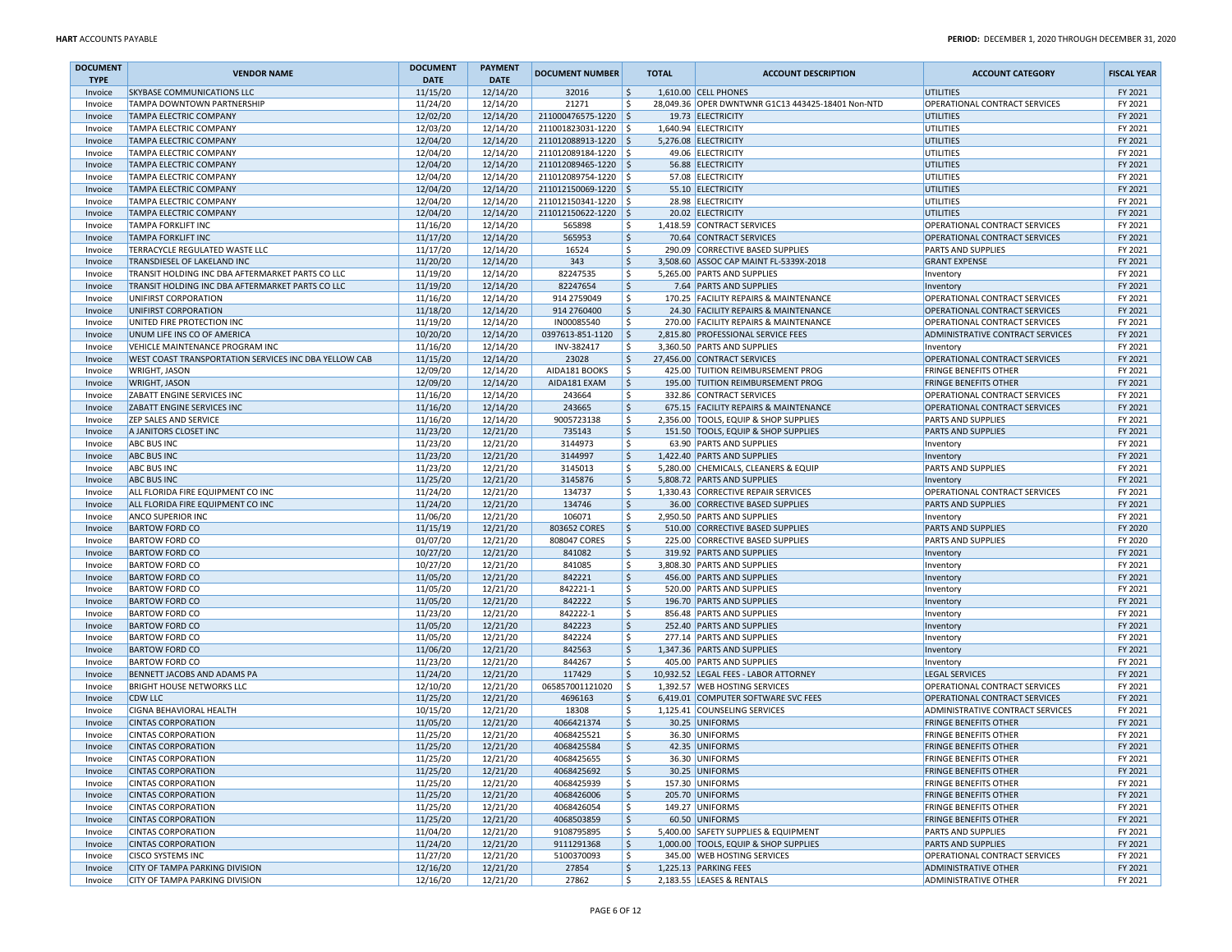| DOCUMENT TYPE | VENDOR NAME | DOCUMENT DATE | PAYMENT DATE | DOCUMENT NUMBER | TOTAL | ACCOUNT DESCRIPTION | ACCOUNT CATEGORY | FISCAL YEAR |
|---|---|---|---|---|---|---|---|---|
| Invoice | SKYBASE COMMUNICATIONS LLC | 11/15/20 | 12/14/20 | 32016 | $ 1,610.00 | CELL PHONES | UTILITIES | FY 2021 |
| Invoice | TAMPA DOWNTOWN PARTNERSHIP | 11/24/20 | 12/14/20 | 21271 | $ 28,049.36 | OPER DWNTWNR G1C13 443425-18401 Non-NTD | OPERATIONAL CONTRACT SERVICES | FY 2021 |
| Invoice | TAMPA ELECTRIC COMPANY | 12/02/20 | 12/14/20 | 211000476575-1220 | $ 19.73 | ELECTRICITY | UTILITIES | FY 2021 |
| Invoice | TAMPA ELECTRIC COMPANY | 12/03/20 | 12/14/20 | 211001823031-1220 | $ 1,640.94 | ELECTRICITY | UTILITIES | FY 2021 |
| Invoice | TAMPA ELECTRIC COMPANY | 12/04/20 | 12/14/20 | 211012088913-1220 | $ 5,276.08 | ELECTRICITY | UTILITIES | FY 2021 |
| Invoice | TAMPA ELECTRIC COMPANY | 12/04/20 | 12/14/20 | 211012089184-1220 | $ 49.06 | ELECTRICITY | UTILITIES | FY 2021 |
| Invoice | TAMPA ELECTRIC COMPANY | 12/04/20 | 12/14/20 | 211012089465-1220 | $ 56.88 | ELECTRICITY | UTILITIES | FY 2021 |
| Invoice | TAMPA ELECTRIC COMPANY | 12/04/20 | 12/14/20 | 211012089754-1220 | $ 57.08 | ELECTRICITY | UTILITIES | FY 2021 |
| Invoice | TAMPA ELECTRIC COMPANY | 12/04/20 | 12/14/20 | 211012150069-1220 | $ 55.10 | ELECTRICITY | UTILITIES | FY 2021 |
| Invoice | TAMPA ELECTRIC COMPANY | 12/04/20 | 12/14/20 | 211012150341-1220 | $ 28.98 | ELECTRICITY | UTILITIES | FY 2021 |
| Invoice | TAMPA ELECTRIC COMPANY | 12/04/20 | 12/14/20 | 211012150622-1220 | $ 20.02 | ELECTRICITY | UTILITIES | FY 2021 |
| Invoice | TAMPA FORKLIFT INC | 11/16/20 | 12/14/20 | 565898 | $ 1,418.59 | CONTRACT SERVICES | OPERATIONAL CONTRACT SERVICES | FY 2021 |
| Invoice | TAMPA FORKLIFT INC | 11/17/20 | 12/14/20 | 565953 | $ 70.64 | CONTRACT SERVICES | OPERATIONAL CONTRACT SERVICES | FY 2021 |
| Invoice | TERRACYCLE REGULATED WASTE LLC | 11/17/20 | 12/14/20 | 16524 | $ 290.09 | CORRECTIVE BASED SUPPLIES | PARTS AND SUPPLIES | FY 2021 |
| Invoice | TRANSDIESEL OF LAKELAND INC | 11/20/20 | 12/14/20 | 343 | $ 3,508.60 | ASSOC CAP MAINT FL-5339X-2018 | GRANT EXPENSE | FY 2021 |
| Invoice | TRANSIT HOLDING INC DBA AFTERMARKET PARTS CO LLC | 11/19/20 | 12/14/20 | 82247535 | $ 5,265.00 | PARTS AND SUPPLIES | Inventory | FY 2021 |
| Invoice | TRANSIT HOLDING INC DBA AFTERMARKET PARTS CO LLC | 11/19/20 | 12/14/20 | 82247654 | $ 7.64 | PARTS AND SUPPLIES | Inventory | FY 2021 |
| Invoice | UNIFIRST CORPORATION | 11/16/20 | 12/14/20 | 914 2759049 | $ 170.25 | FACILITY REPAIRS & MAINTENANCE | OPERATIONAL CONTRACT SERVICES | FY 2021 |
| Invoice | UNIFIRST CORPORATION | 11/18/20 | 12/14/20 | 914 2760400 | $ 24.30 | FACILITY REPAIRS & MAINTENANCE | OPERATIONAL CONTRACT SERVICES | FY 2021 |
| Invoice | UNITED FIRE PROTECTION INC | 11/19/20 | 12/14/20 | IN00085540 | $ 270.00 | FACILITY REPAIRS & MAINTENANCE | OPERATIONAL CONTRACT SERVICES | FY 2021 |
| Invoice | UNUM LIFE INS CO OF AMERICA | 10/20/20 | 12/14/20 | 0397613-851-1120 | $ 2,815.80 | PROFESSIONAL SERVICE FEES | ADMINISTRATIVE CONTRACT SERVICES | FY 2021 |
| Invoice | VEHICLE MAINTENANCE PROGRAM INC | 11/16/20 | 12/14/20 | INV-382417 | $ 3,360.50 | PARTS AND SUPPLIES | Inventory | FY 2021 |
| Invoice | WEST COAST TRANSPORTATION SERVICES INC DBA YELLOW CAB | 11/15/20 | 12/14/20 | 23028 | $ 27,456.00 | CONTRACT SERVICES | OPERATIONAL CONTRACT SERVICES | FY 2021 |
| Invoice | WRIGHT, JASON | 12/09/20 | 12/14/20 | AIDA181 BOOKS | $ 425.00 | TUITION REIMBURSEMENT PROG | FRINGE BENEFITS OTHER | FY 2021 |
| Invoice | WRIGHT, JASON | 12/09/20 | 12/14/20 | AIDA181 EXAM | $ 195.00 | TUITION REIMBURSEMENT PROG | FRINGE BENEFITS OTHER | FY 2021 |
| Invoice | ZABATT ENGINE SERVICES INC | 11/16/20 | 12/14/20 | 243664 | $ 332.86 | CONTRACT SERVICES | OPERATIONAL CONTRACT SERVICES | FY 2021 |
| Invoice | ZABATT ENGINE SERVICES INC | 11/16/20 | 12/14/20 | 243665 | $ 675.15 | FACILITY REPAIRS & MAINTENANCE | OPERATIONAL CONTRACT SERVICES | FY 2021 |
| Invoice | ZEP SALES AND SERVICE | 11/16/20 | 12/14/20 | 9005723138 | $ 2,356.00 | TOOLS, EQUIP & SHOP SUPPLIES | PARTS AND SUPPLIES | FY 2021 |
| Invoice | A JANITORS CLOSET INC | 11/23/20 | 12/21/20 | 735143 | $ 151.50 | TOOLS, EQUIP & SHOP SUPPLIES | PARTS AND SUPPLIES | FY 2021 |
| Invoice | ABC BUS INC | 11/23/20 | 12/21/20 | 3144973 | $ 63.90 | PARTS AND SUPPLIES | Inventory | FY 2021 |
| Invoice | ABC BUS INC | 11/23/20 | 12/21/20 | 3144997 | $ 1,422.40 | PARTS AND SUPPLIES | Inventory | FY 2021 |
| Invoice | ABC BUS INC | 11/23/20 | 12/21/20 | 3145013 | $ 5,280.00 | CHEMICALS, CLEANERS & EQUIP | PARTS AND SUPPLIES | FY 2021 |
| Invoice | ABC BUS INC | 11/25/20 | 12/21/20 | 3145876 | $ 5,808.72 | PARTS AND SUPPLIES | Inventory | FY 2021 |
| Invoice | ALL FLORIDA FIRE EQUIPMENT CO INC | 11/24/20 | 12/21/20 | 134737 | $ 1,330.43 | CORRECTIVE REPAIR SERVICES | OPERATIONAL CONTRACT SERVICES | FY 2021 |
| Invoice | ALL FLORIDA FIRE EQUIPMENT CO INC | 11/24/20 | 12/21/20 | 134746 | $ 36.00 | CORRECTIVE BASED SUPPLIES | PARTS AND SUPPLIES | FY 2021 |
| Invoice | ANCO SUPERIOR INC | 11/06/20 | 12/21/20 | 106071 | $ 2,950.50 | PARTS AND SUPPLIES | Inventory | FY 2021 |
| Invoice | BARTOW FORD CO | 11/15/19 | 12/21/20 | 803652 CORES | $ 510.00 | CORRECTIVE BASED SUPPLIES | PARTS AND SUPPLIES | FY 2020 |
| Invoice | BARTOW FORD CO | 01/07/20 | 12/21/20 | 808047 CORES | $ 225.00 | CORRECTIVE BASED SUPPLIES | PARTS AND SUPPLIES | FY 2020 |
| Invoice | BARTOW FORD CO | 10/27/20 | 12/21/20 | 841082 | $ 319.92 | PARTS AND SUPPLIES | Inventory | FY 2021 |
| Invoice | BARTOW FORD CO | 10/27/20 | 12/21/20 | 841085 | $ 3,808.30 | PARTS AND SUPPLIES | Inventory | FY 2021 |
| Invoice | BARTOW FORD CO | 11/05/20 | 12/21/20 | 842221 | $ 456.00 | PARTS AND SUPPLIES | Inventory | FY 2021 |
| Invoice | BARTOW FORD CO | 11/05/20 | 12/21/20 | 842221-1 | $ 520.00 | PARTS AND SUPPLIES | Inventory | FY 2021 |
| Invoice | BARTOW FORD CO | 11/05/20 | 12/21/20 | 842222 | $ 196.70 | PARTS AND SUPPLIES | Inventory | FY 2021 |
| Invoice | BARTOW FORD CO | 11/23/20 | 12/21/20 | 842222-1 | $ 856.48 | PARTS AND SUPPLIES | Inventory | FY 2021 |
| Invoice | BARTOW FORD CO | 11/05/20 | 12/21/20 | 842223 | $ 252.40 | PARTS AND SUPPLIES | Inventory | FY 2021 |
| Invoice | BARTOW FORD CO | 11/05/20 | 12/21/20 | 842224 | $ 277.14 | PARTS AND SUPPLIES | Inventory | FY 2021 |
| Invoice | BARTOW FORD CO | 11/06/20 | 12/21/20 | 842563 | $ 1,347.36 | PARTS AND SUPPLIES | Inventory | FY 2021 |
| Invoice | BARTOW FORD CO | 11/23/20 | 12/21/20 | 844267 | $ 405.00 | PARTS AND SUPPLIES | Inventory | FY 2021 |
| Invoice | BENNETT JACOBS AND ADAMS PA | 11/24/20 | 12/21/20 | 117429 | $ 10,932.52 | LEGAL FEES - LABOR ATTORNEY | LEGAL SERVICES | FY 2021 |
| Invoice | BRIGHT HOUSE NETWORKS LLC | 12/10/20 | 12/21/20 | 065857001121020 | $ 1,392.57 | WEB HOSTING SERVICES | OPERATIONAL CONTRACT SERVICES | FY 2021 |
| Invoice | CDW LLC | 11/25/20 | 12/21/20 | 4696163 | $ 6,419.01 | COMPUTER SOFTWARE SVC FEES | OPERATIONAL CONTRACT SERVICES | FY 2021 |
| Invoice | CIGNA BEHAVIORAL HEALTH | 10/15/20 | 12/21/20 | 18308 | $ 1,125.41 | COUNSELING SERVICES | ADMINISTRATIVE CONTRACT SERVICES | FY 2021 |
| Invoice | CINTAS CORPORATION | 11/05/20 | 12/21/20 | 4066421374 | $ 30.25 | UNIFORMS | FRINGE BENEFITS OTHER | FY 2021 |
| Invoice | CINTAS CORPORATION | 11/25/20 | 12/21/20 | 4068425521 | $ 36.30 | UNIFORMS | FRINGE BENEFITS OTHER | FY 2021 |
| Invoice | CINTAS CORPORATION | 11/25/20 | 12/21/20 | 4068425584 | $ 42.35 | UNIFORMS | FRINGE BENEFITS OTHER | FY 2021 |
| Invoice | CINTAS CORPORATION | 11/25/20 | 12/21/20 | 4068425655 | $ 36.30 | UNIFORMS | FRINGE BENEFITS OTHER | FY 2021 |
| Invoice | CINTAS CORPORATION | 11/25/20 | 12/21/20 | 4068425692 | $ 30.25 | UNIFORMS | FRINGE BENEFITS OTHER | FY 2021 |
| Invoice | CINTAS CORPORATION | 11/25/20 | 12/21/20 | 4068425939 | $ 157.30 | UNIFORMS | FRINGE BENEFITS OTHER | FY 2021 |
| Invoice | CINTAS CORPORATION | 11/25/20 | 12/21/20 | 4068426006 | $ 205.70 | UNIFORMS | FRINGE BENEFITS OTHER | FY 2021 |
| Invoice | CINTAS CORPORATION | 11/25/20 | 12/21/20 | 4068426054 | $ 149.27 | UNIFORMS | FRINGE BENEFITS OTHER | FY 2021 |
| Invoice | CINTAS CORPORATION | 11/25/20 | 12/21/20 | 4068503859 | $ 60.50 | UNIFORMS | FRINGE BENEFITS OTHER | FY 2021 |
| Invoice | CINTAS CORPORATION | 11/04/20 | 12/21/20 | 9108795895 | $ 5,400.00 | SAFETY SUPPLIES & EQUIPMENT | PARTS AND SUPPLIES | FY 2021 |
| Invoice | CINTAS CORPORATION | 11/24/20 | 12/21/20 | 9111291368 | $ 1,000.00 | TOOLS, EQUIP & SHOP SUPPLIES | PARTS AND SUPPLIES | FY 2021 |
| Invoice | CISCO SYSTEMS INC | 11/27/20 | 12/21/20 | 5100370093 | $ 345.00 | WEB HOSTING SERVICES | OPERATIONAL CONTRACT SERVICES | FY 2021 |
| Invoice | CITY OF TAMPA PARKING DIVISION | 12/16/20 | 12/21/20 | 27854 | $ 1,225.13 | PARKING FEES | ADMINISTRATIVE OTHER | FY 2021 |
| Invoice | CITY OF TAMPA PARKING DIVISION | 12/16/20 | 12/21/20 | 27862 | $ 2,183.55 | LEASES & RENTALS | ADMINISTRATIVE OTHER | FY 2021 |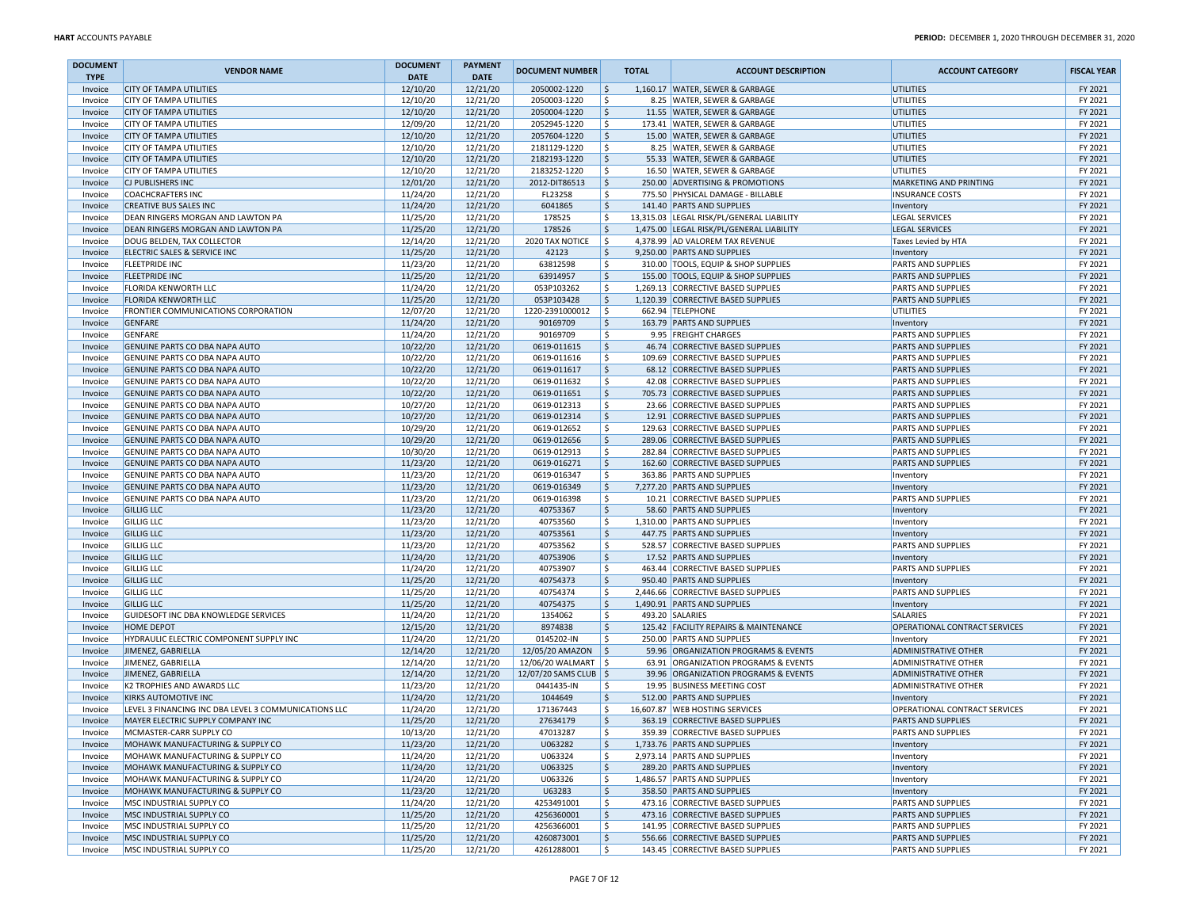| DOCUMENT TYPE | VENDOR NAME | DOCUMENT DATE | PAYMENT DATE | DOCUMENT NUMBER | TOTAL | ACCOUNT DESCRIPTION | ACCOUNT CATEGORY | FISCAL YEAR |
|---|---|---|---|---|---|---|---|---|
| Invoice | CITY OF TAMPA UTILITIES | 12/10/20 | 12/21/20 | 2050002-1220 | $ 1,160.17 | WATER, SEWER & GARBAGE | UTILITIES | FY 2021 |
| Invoice | CITY OF TAMPA UTILITIES | 12/10/20 | 12/21/20 | 2050003-1220 | $ 8.25 | WATER, SEWER & GARBAGE | UTILITIES | FY 2021 |
| Invoice | CITY OF TAMPA UTILITIES | 12/10/20 | 12/21/20 | 2050004-1220 | $ 11.55 | WATER, SEWER & GARBAGE | UTILITIES | FY 2021 |
| Invoice | CITY OF TAMPA UTILITIES | 12/09/20 | 12/21/20 | 2052945-1220 | $ 173.41 | WATER, SEWER & GARBAGE | UTILITIES | FY 2021 |
| Invoice | CITY OF TAMPA UTILITIES | 12/10/20 | 12/21/20 | 2057604-1220 | $ 15.00 | WATER, SEWER & GARBAGE | UTILITIES | FY 2021 |
| Invoice | CITY OF TAMPA UTILITIES | 12/10/20 | 12/21/20 | 2181129-1220 | $ 8.25 | WATER, SEWER & GARBAGE | UTILITIES | FY 2021 |
| Invoice | CITY OF TAMPA UTILITIES | 12/10/20 | 12/21/20 | 2182193-1220 | $ 55.33 | WATER, SEWER & GARBAGE | UTILITIES | FY 2021 |
| Invoice | CITY OF TAMPA UTILITIES | 12/10/20 | 12/21/20 | 2183252-1220 | $ 16.50 | WATER, SEWER & GARBAGE | UTILITIES | FY 2021 |
| Invoice | CJ PUBLISHERS INC | 12/01/20 | 12/21/20 | 2012-DIT86513 | $ 250.00 | ADVERTISING & PROMOTIONS | MARKETING AND PRINTING | FY 2021 |
| Invoice | COACHCRAFTERS INC | 11/24/20 | 12/21/20 | FL23258 | $ 775.50 | PHYSICAL DAMAGE - BILLABLE | INSURANCE COSTS | FY 2021 |
| Invoice | CREATIVE BUS SALES INC | 11/24/20 | 12/21/20 | 6041865 | $ 141.40 | PARTS AND SUPPLIES | Inventory | FY 2021 |
| Invoice | DEAN RINGERS MORGAN AND LAWTON PA | 11/25/20 | 12/21/20 | 178525 | $ 13,315.03 | LEGAL RISK/PL/GENERAL LIABILITY | LEGAL SERVICES | FY 2021 |
| Invoice | DEAN RINGERS MORGAN AND LAWTON PA | 11/25/20 | 12/21/20 | 178526 | $ 1,475.00 | LEGAL RISK/PL/GENERAL LIABILITY | LEGAL SERVICES | FY 2021 |
| Invoice | DOUG BELDEN, TAX COLLECTOR | 12/14/20 | 12/21/20 | 2020 TAX NOTICE | $ 4,378.99 | AD VALOREM TAX REVENUE | Taxes Levied by HTA | FY 2021 |
| Invoice | ELECTRIC SALES & SERVICE INC | 11/25/20 | 12/21/20 | 42123 | $ 9,250.00 | PARTS AND SUPPLIES | Inventory | FY 2021 |
| Invoice | FLEETPRIDE INC | 11/23/20 | 12/21/20 | 63812598 | $ 310.00 | TOOLS, EQUIP & SHOP SUPPLIES | PARTS AND SUPPLIES | FY 2021 |
| Invoice | FLEETPRIDE INC | 11/25/20 | 12/21/20 | 63914957 | $ 155.00 | TOOLS, EQUIP & SHOP SUPPLIES | PARTS AND SUPPLIES | FY 2021 |
| Invoice | FLORIDA KENWORTH LLC | 11/24/20 | 12/21/20 | 053P103262 | $ 1,269.13 | CORRECTIVE BASED SUPPLIES | PARTS AND SUPPLIES | FY 2021 |
| Invoice | FLORIDA KENWORTH LLC | 11/25/20 | 12/21/20 | 053P103428 | $ 1,120.39 | CORRECTIVE BASED SUPPLIES | PARTS AND SUPPLIES | FY 2021 |
| Invoice | FRONTIER COMMUNICATIONS CORPORATION | 12/07/20 | 12/21/20 | 1220-2391000012 | $ 662.94 | TELEPHONE | UTILITIES | FY 2021 |
| Invoice | GENFARE | 11/24/20 | 12/21/20 | 90169709 | $ 163.79 | PARTS AND SUPPLIES | Inventory | FY 2021 |
| Invoice | GENFARE | 11/24/20 | 12/21/20 | 90169709 | $ 9.95 | FREIGHT CHARGES | PARTS AND SUPPLIES | FY 2021 |
| Invoice | GENUINE PARTS CO DBA NAPA AUTO | 10/22/20 | 12/21/20 | 0619-011615 | $ 46.74 | CORRECTIVE BASED SUPPLIES | PARTS AND SUPPLIES | FY 2021 |
| Invoice | GENUINE PARTS CO DBA NAPA AUTO | 10/22/20 | 12/21/20 | 0619-011616 | $ 109.69 | CORRECTIVE BASED SUPPLIES | PARTS AND SUPPLIES | FY 2021 |
| Invoice | GENUINE PARTS CO DBA NAPA AUTO | 10/22/20 | 12/21/20 | 0619-011617 | $ 68.12 | CORRECTIVE BASED SUPPLIES | PARTS AND SUPPLIES | FY 2021 |
| Invoice | GENUINE PARTS CO DBA NAPA AUTO | 10/22/20 | 12/21/20 | 0619-011632 | $ 42.08 | CORRECTIVE BASED SUPPLIES | PARTS AND SUPPLIES | FY 2021 |
| Invoice | GENUINE PARTS CO DBA NAPA AUTO | 10/22/20 | 12/21/20 | 0619-011651 | $ 705.73 | CORRECTIVE BASED SUPPLIES | PARTS AND SUPPLIES | FY 2021 |
| Invoice | GENUINE PARTS CO DBA NAPA AUTO | 10/27/20 | 12/21/20 | 0619-012313 | $ 23.66 | CORRECTIVE BASED SUPPLIES | PARTS AND SUPPLIES | FY 2021 |
| Invoice | GENUINE PARTS CO DBA NAPA AUTO | 10/27/20 | 12/21/20 | 0619-012314 | $ 12.91 | CORRECTIVE BASED SUPPLIES | PARTS AND SUPPLIES | FY 2021 |
| Invoice | GENUINE PARTS CO DBA NAPA AUTO | 10/29/20 | 12/21/20 | 0619-012652 | $ 129.63 | CORRECTIVE BASED SUPPLIES | PARTS AND SUPPLIES | FY 2021 |
| Invoice | GENUINE PARTS CO DBA NAPA AUTO | 10/29/20 | 12/21/20 | 0619-012656 | $ 289.06 | CORRECTIVE BASED SUPPLIES | PARTS AND SUPPLIES | FY 2021 |
| Invoice | GENUINE PARTS CO DBA NAPA AUTO | 10/30/20 | 12/21/20 | 0619-012913 | $ 282.84 | CORRECTIVE BASED SUPPLIES | PARTS AND SUPPLIES | FY 2021 |
| Invoice | GENUINE PARTS CO DBA NAPA AUTO | 11/23/20 | 12/21/20 | 0619-016271 | $ 162.60 | CORRECTIVE BASED SUPPLIES | PARTS AND SUPPLIES | FY 2021 |
| Invoice | GENUINE PARTS CO DBA NAPA AUTO | 11/23/20 | 12/21/20 | 0619-016347 | $ 363.86 | PARTS AND SUPPLIES | Inventory | FY 2021 |
| Invoice | GENUINE PARTS CO DBA NAPA AUTO | 11/23/20 | 12/21/20 | 0619-016349 | $ 7,277.20 | PARTS AND SUPPLIES | Inventory | FY 2021 |
| Invoice | GENUINE PARTS CO DBA NAPA AUTO | 11/23/20 | 12/21/20 | 0619-016398 | $ 10.21 | CORRECTIVE BASED SUPPLIES | PARTS AND SUPPLIES | FY 2021 |
| Invoice | GILLIG LLC | 11/23/20 | 12/21/20 | 40753367 | $ 58.60 | PARTS AND SUPPLIES | Inventory | FY 2021 |
| Invoice | GILLIG LLC | 11/23/20 | 12/21/20 | 40753560 | $ 1,310.00 | PARTS AND SUPPLIES | Inventory | FY 2021 |
| Invoice | GILLIG LLC | 11/23/20 | 12/21/20 | 40753561 | $ 447.75 | PARTS AND SUPPLIES | Inventory | FY 2021 |
| Invoice | GILLIG LLC | 11/23/20 | 12/21/20 | 40753562 | $ 528.57 | CORRECTIVE BASED SUPPLIES | PARTS AND SUPPLIES | FY 2021 |
| Invoice | GILLIG LLC | 11/24/20 | 12/21/20 | 40753906 | $ 17.52 | PARTS AND SUPPLIES | Inventory | FY 2021 |
| Invoice | GILLIG LLC | 11/24/20 | 12/21/20 | 40753907 | $ 463.44 | CORRECTIVE BASED SUPPLIES | PARTS AND SUPPLIES | FY 2021 |
| Invoice | GILLIG LLC | 11/25/20 | 12/21/20 | 40754373 | $ 950.40 | PARTS AND SUPPLIES | Inventory | FY 2021 |
| Invoice | GILLIG LLC | 11/25/20 | 12/21/20 | 40754374 | $ 2,446.66 | CORRECTIVE BASED SUPPLIES | PARTS AND SUPPLIES | FY 2021 |
| Invoice | GILLIG LLC | 11/25/20 | 12/21/20 | 40754375 | $ 1,490.91 | PARTS AND SUPPLIES | Inventory | FY 2021 |
| Invoice | GUIDESOFT INC DBA KNOWLEDGE SERVICES | 11/24/20 | 12/21/20 | 1354062 | $ 493.20 | SALARIES | SALARIES | FY 2021 |
| Invoice | HOME DEPOT | 12/15/20 | 12/21/20 | 8974838 | $ 125.42 | FACILITY REPAIRS & MAINTENANCE | OPERATIONAL CONTRACT SERVICES | FY 2021 |
| Invoice | HYDRAULIC ELECTRIC COMPONENT SUPPLY INC | 11/24/20 | 12/21/20 | 0145202-IN | $ 250.00 | PARTS AND SUPPLIES | Inventory | FY 2021 |
| Invoice | JIMENEZ, GABRIELLA | 12/14/20 | 12/21/20 | 12/05/20 AMAZON | $ 59.96 | ORGANIZATION PROGRAMS & EVENTS | ADMINISTRATIVE OTHER | FY 2021 |
| Invoice | JIMENEZ, GABRIELLA | 12/14/20 | 12/21/20 | 12/06/20 WALMART | $ 63.91 | ORGANIZATION PROGRAMS & EVENTS | ADMINISTRATIVE OTHER | FY 2021 |
| Invoice | JIMENEZ, GABRIELLA | 12/14/20 | 12/21/20 | 12/07/20 SAMS CLUB | $ 39.96 | ORGANIZATION PROGRAMS & EVENTS | ADMINISTRATIVE OTHER | FY 2021 |
| Invoice | K2 TROPHIES AND AWARDS LLC | 11/23/20 | 12/21/20 | 0441435-IN | $ 19.95 | BUSINESS MEETING COST | ADMINISTRATIVE OTHER | FY 2021 |
| Invoice | KIRKS AUTOMOTIVE INC | 11/24/20 | 12/21/20 | 1044649 | $ 512.00 | PARTS AND SUPPLIES | Inventory | FY 2021 |
| Invoice | LEVEL 3 FINANCING INC DBA LEVEL 3 COMMUNICATIONS LLC | 11/24/20 | 12/21/20 | 171367443 | $ 16,607.87 | WEB HOSTING SERVICES | OPERATIONAL CONTRACT SERVICES | FY 2021 |
| Invoice | MAYER ELECTRIC SUPPLY COMPANY INC | 11/25/20 | 12/21/20 | 27634179 | $ 363.19 | CORRECTIVE BASED SUPPLIES | PARTS AND SUPPLIES | FY 2021 |
| Invoice | MCMASTER-CARR SUPPLY CO | 10/13/20 | 12/21/20 | 47013287 | $ 359.39 | CORRECTIVE BASED SUPPLIES | PARTS AND SUPPLIES | FY 2021 |
| Invoice | MOHAWK MANUFACTURING & SUPPLY CO | 11/23/20 | 12/21/20 | U063282 | $ 1,733.76 | PARTS AND SUPPLIES | Inventory | FY 2021 |
| Invoice | MOHAWK MANUFACTURING & SUPPLY CO | 11/24/20 | 12/21/20 | U063324 | $ 2,973.14 | PARTS AND SUPPLIES | Inventory | FY 2021 |
| Invoice | MOHAWK MANUFACTURING & SUPPLY CO | 11/24/20 | 12/21/20 | U063325 | $ 289.20 | PARTS AND SUPPLIES | Inventory | FY 2021 |
| Invoice | MOHAWK MANUFACTURING & SUPPLY CO | 11/24/20 | 12/21/20 | U063326 | $ 1,486.57 | PARTS AND SUPPLIES | Inventory | FY 2021 |
| Invoice | MOHAWK MANUFACTURING & SUPPLY CO | 11/23/20 | 12/21/20 | U63283 | $ 358.50 | PARTS AND SUPPLIES | Inventory | FY 2021 |
| Invoice | MSC INDUSTRIAL SUPPLY CO | 11/24/20 | 12/21/20 | 4253491001 | $ 473.16 | CORRECTIVE BASED SUPPLIES | PARTS AND SUPPLIES | FY 2021 |
| Invoice | MSC INDUSTRIAL SUPPLY CO | 11/25/20 | 12/21/20 | 4256360001 | $ 473.16 | CORRECTIVE BASED SUPPLIES | PARTS AND SUPPLIES | FY 2021 |
| Invoice | MSC INDUSTRIAL SUPPLY CO | 11/25/20 | 12/21/20 | 4256366001 | $ 141.95 | CORRECTIVE BASED SUPPLIES | PARTS AND SUPPLIES | FY 2021 |
| Invoice | MSC INDUSTRIAL SUPPLY CO | 11/25/20 | 12/21/20 | 4260873001 | $ 556.66 | CORRECTIVE BASED SUPPLIES | PARTS AND SUPPLIES | FY 2021 |
| Invoice | MSC INDUSTRIAL SUPPLY CO | 11/25/20 | 12/21/20 | 4261288001 | $ 143.45 | CORRECTIVE BASED SUPPLIES | PARTS AND SUPPLIES | FY 2021 |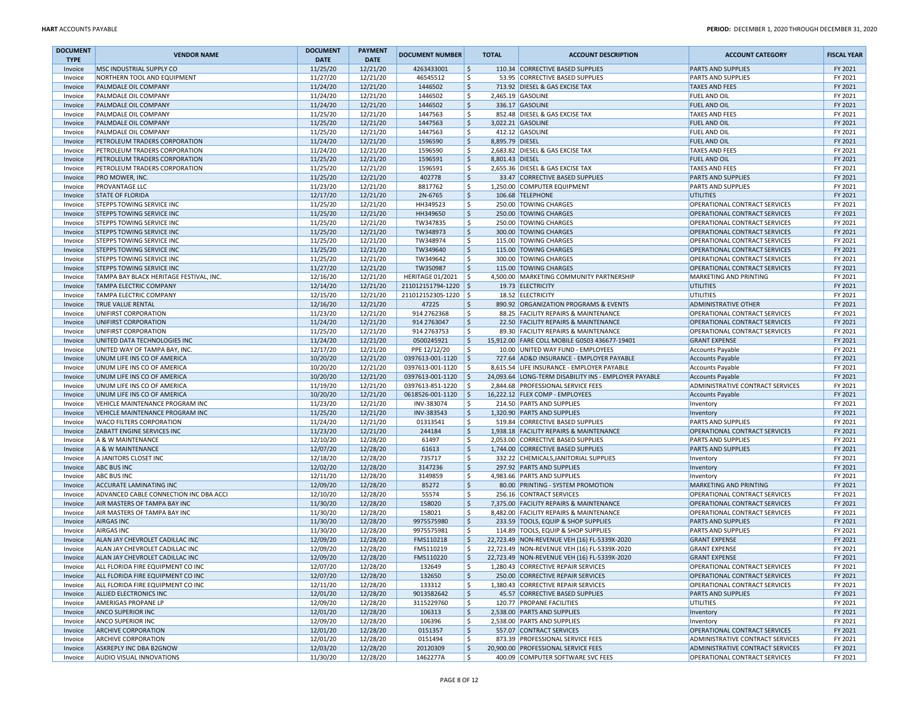| DOCUMENT TYPE | VENDOR NAME | DOCUMENT DATE | PAYMENT DATE | DOCUMENT NUMBER | TOTAL | ACCOUNT DESCRIPTION | ACCOUNT CATEGORY | FISCAL YEAR |
|---|---|---|---|---|---|---|---|---|
| Invoice | MSC INDUSTRIAL SUPPLY CO | 11/25/20 | 12/21/20 | 4263433001 | $ 110.34 | CORRECTIVE BASED SUPPLIES | PARTS AND SUPPLIES | FY 2021 |
| Invoice | NORTHERN TOOL AND EQUIPMENT | 11/27/20 | 12/21/20 | 46545512 | $ 53.95 | CORRECTIVE BASED SUPPLIES | PARTS AND SUPPLIES | FY 2021 |
| Invoice | PALMDALE OIL COMPANY | 11/24/20 | 12/21/20 | 1446502 | $ 713.92 | DIESEL & GAS EXCISE TAX | TAXES AND FEES | FY 2021 |
| Invoice | PALMDALE OIL COMPANY | 11/24/20 | 12/21/20 | 1446502 | $ 2,465.19 | GASOLINE | FUEL AND OIL | FY 2021 |
| Invoice | PALMDALE OIL COMPANY | 11/24/20 | 12/21/20 | 1446502 | $ 336.17 | GASOLINE | FUEL AND OIL | FY 2021 |
| Invoice | PALMDALE OIL COMPANY | 11/25/20 | 12/21/20 | 1447563 | $ 852.48 | DIESEL & GAS EXCISE TAX | TAXES AND FEES | FY 2021 |
| Invoice | PALMDALE OIL COMPANY | 11/25/20 | 12/21/20 | 1447563 | $ 3,022.21 | GASOLINE | FUEL AND OIL | FY 2021 |
| Invoice | PALMDALE OIL COMPANY | 11/25/20 | 12/21/20 | 1447563 | $ 412.12 | GASOLINE | FUEL AND OIL | FY 2021 |
| Invoice | PETROLEUM TRADERS CORPORATION | 11/24/20 | 12/21/20 | 1596590 | $ 8,895.79 | DIESEL | FUEL AND OIL | FY 2021 |
| Invoice | PETROLEUM TRADERS CORPORATION | 11/24/20 | 12/21/20 | 1596590 | $ 2,683.82 | DIESEL & GAS EXCISE TAX | TAXES AND FEES | FY 2021 |
| Invoice | PETROLEUM TRADERS CORPORATION | 11/25/20 | 12/21/20 | 1596591 | $ 8,801.43 | DIESEL | FUEL AND OIL | FY 2021 |
| Invoice | PETROLEUM TRADERS CORPORATION | 11/25/20 | 12/21/20 | 1596591 | $ 2,655.36 | DIESEL & GAS EXCISE TAX | TAXES AND FEES | FY 2021 |
| Invoice | PRO MOWER, INC. | 11/25/20 | 12/21/20 | 402778 | $ 33.47 | CORRECTIVE BASED SUPPLIES | PARTS AND SUPPLIES | FY 2021 |
| Invoice | PROVANTAGE LLC | 11/23/20 | 12/21/20 | 8817762 | $ 1,250.00 | COMPUTER EQUIPMENT | PARTS AND SUPPLIES | FY 2021 |
| Invoice | STATE OF FLORIDA | 12/17/20 | 12/21/20 | 2N-6765 | $ 106.68 | TELEPHONE | UTILITIES | FY 2021 |
| Invoice | STEPPS TOWING SERVICE INC | 11/25/20 | 12/21/20 | HH349523 | $ 250.00 | TOWING CHARGES | OPERATIONAL CONTRACT SERVICES | FY 2021 |
| Invoice | STEPPS TOWING SERVICE INC | 11/25/20 | 12/21/20 | HH349650 | $ 250.00 | TOWING CHARGES | OPERATIONAL CONTRACT SERVICES | FY 2021 |
| Invoice | STEPPS TOWING SERVICE INC | 11/25/20 | 12/21/20 | TW347835 | $ 250.00 | TOWING CHARGES | OPERATIONAL CONTRACT SERVICES | FY 2021 |
| Invoice | STEPPS TOWING SERVICE INC | 11/25/20 | 12/21/20 | TW348973 | $ 300.00 | TOWING CHARGES | OPERATIONAL CONTRACT SERVICES | FY 2021 |
| Invoice | STEPPS TOWING SERVICE INC | 11/25/20 | 12/21/20 | TW348974 | $ 115.00 | TOWING CHARGES | OPERATIONAL CONTRACT SERVICES | FY 2021 |
| Invoice | STEPPS TOWING SERVICE INC | 11/25/20 | 12/21/20 | TW349640 | $ 115.00 | TOWING CHARGES | OPERATIONAL CONTRACT SERVICES | FY 2021 |
| Invoice | STEPPS TOWING SERVICE INC | 11/25/20 | 12/21/20 | TW349642 | $ 300.00 | TOWING CHARGES | OPERATIONAL CONTRACT SERVICES | FY 2021 |
| Invoice | STEPPS TOWING SERVICE INC | 11/27/20 | 12/21/20 | TW350987 | $ 115.00 | TOWING CHARGES | OPERATIONAL CONTRACT SERVICES | FY 2021 |
| Invoice | TAMPA BAY BLACK HERITAGE FESTIVAL, INC. | 12/16/20 | 12/21/20 | HERITAGE 01/2021 | $ 4,500.00 | MARKETING COMMUNITY PARTNERSHIP | MARKETING AND PRINTING | FY 2021 |
| Invoice | TAMPA ELECTRIC COMPANY | 12/14/20 | 12/21/20 | 211012151794-1220 | $ 19.73 | ELECTRICITY | UTILITIES | FY 2021 |
| Invoice | TAMPA ELECTRIC COMPANY | 12/15/20 | 12/21/20 | 211012152305-1220 | $ 18.52 | ELECTRICITY | UTILITIES | FY 2021 |
| Invoice | TRUE VALUE RENTAL | 12/16/20 | 12/21/20 | 47225 | $ 890.92 | ORGANIZATION PROGRAMS & EVENTS | ADMINISTRATIVE OTHER | FY 2021 |
| Invoice | UNIFIRST CORPORATION | 11/23/20 | 12/21/20 | 914 2762368 | $ 88.25 | FACILITY REPAIRS & MAINTENANCE | OPERATIONAL CONTRACT SERVICES | FY 2021 |
| Invoice | UNIFIRST CORPORATION | 11/24/20 | 12/21/20 | 914 2763047 | $ 22.50 | FACILITY REPAIRS & MAINTENANCE | OPERATIONAL CONTRACT SERVICES | FY 2021 |
| Invoice | UNIFIRST CORPORATION | 11/25/20 | 12/21/20 | 914 2763753 | $ 89.30 | FACILITY REPAIRS & MAINTENANCE | OPERATIONAL CONTRACT SERVICES | FY 2021 |
| Invoice | UNITED DATA TECHNOLOGIES INC | 11/24/20 | 12/21/20 | 0500245921 | $ 15,912.00 | FARE COLL MOBILE G0S03 436677-19401 | GRANT EXPENSE | FY 2021 |
| Invoice | UNITED WAY OF TAMPA BAY, INC. | 12/17/20 | 12/21/20 | PPE 12/12/20 | $ 10.00 | UNITED WAY FUND - EMPLOYEES | Accounts Payable | FY 2021 |
| Invoice | UNUM LIFE INS CO OF AMERICA | 10/20/20 | 12/21/20 | 0397613-001-1120 | $ 727.64 | AD&D INSURANCE - EMPLOYER PAYABLE | Accounts Payable | FY 2021 |
| Invoice | UNUM LIFE INS CO OF AMERICA | 10/20/20 | 12/21/20 | 0397613-001-1120 | $ 8,615.54 | LIFE INSURANCE - EMPLOYER PAYABLE | Accounts Payable | FY 2021 |
| Invoice | UNUM LIFE INS CO OF AMERICA | 10/20/20 | 12/21/20 | 0397613-001-1120 | $ 24,093.64 | LONG-TERM DISABILITY INS - EMPLOYER PAYABLE | Accounts Payable | FY 2021 |
| Invoice | UNUM LIFE INS CO OF AMERICA | 11/19/20 | 12/21/20 | 0397613-851-1220 | $ 2,844.68 | PROFESSIONAL SERVICE FEES | ADMINISTRATIVE CONTRACT SERVICES | FY 2021 |
| Invoice | UNUM LIFE INS CO OF AMERICA | 10/20/20 | 12/21/20 | 0618526-001-1120 | $ 16,222.12 | FLEX COMP - EMPLOYEES | Accounts Payable | FY 2021 |
| Invoice | VEHICLE MAINTENANCE PROGRAM INC | 11/23/20 | 12/21/20 | INV-383074 | $ 214.50 | PARTS AND SUPPLIES | Inventory | FY 2021 |
| Invoice | VEHICLE MAINTENANCE PROGRAM INC | 11/25/20 | 12/21/20 | INV-383543 | $ 1,320.90 | PARTS AND SUPPLIES | Inventory | FY 2021 |
| Invoice | WACO FILTERS CORPORATION | 11/24/20 | 12/21/20 | 01313541 | $ 519.84 | CORRECTIVE BASED SUPPLIES | PARTS AND SUPPLIES | FY 2021 |
| Invoice | ZABATT ENGINE SERVICES INC | 11/23/20 | 12/21/20 | 244184 | $ 1,938.18 | FACILITY REPAIRS & MAINTENANCE | OPERATIONAL CONTRACT SERVICES | FY 2021 |
| Invoice | A & W MAINTENANCE | 12/10/20 | 12/28/20 | 61497 | $ 2,053.00 | CORRECTIVE BASED SUPPLIES | PARTS AND SUPPLIES | FY 2021 |
| Invoice | A & W MAINTENANCE | 12/07/20 | 12/28/20 | 61613 | $ 1,744.00 | CORRECTIVE BASED SUPPLIES | PARTS AND SUPPLIES | FY 2021 |
| Invoice | A JANITORS CLOSET INC | 12/18/20 | 12/28/20 | 735717 | $ 332.22 | CHEMICALS,JANITORIAL SUPPLIES | Inventory | FY 2021 |
| Invoice | ABC BUS INC | 12/02/20 | 12/28/20 | 3147236 | $ 297.92 | PARTS AND SUPPLIES | Inventory | FY 2021 |
| Invoice | ABC BUS INC | 12/11/20 | 12/28/20 | 3149859 | $ 4,983.66 | PARTS AND SUPPLIES | Inventory | FY 2021 |
| Invoice | ACCURATE LAMINATING INC | 12/09/20 | 12/28/20 | 85272 | $ 80.00 | PRINTING - SYSTEM PROMOTION | MARKETING AND PRINTING | FY 2021 |
| Invoice | ADVANCED CABLE CONNECTION INC DBA ACCI | 12/10/20 | 12/28/20 | 55574 | $ 256.16 | CONTRACT SERVICES | OPERATIONAL CONTRACT SERVICES | FY 2021 |
| Invoice | AIR MASTERS OF TAMPA BAY INC | 11/30/20 | 12/28/20 | 158020 | $ 7,375.00 | FACILITY REPAIRS & MAINTENANCE | OPERATIONAL CONTRACT SERVICES | FY 2021 |
| Invoice | AIR MASTERS OF TAMPA BAY INC | 11/30/20 | 12/28/20 | 158021 | $ 8,482.00 | FACILITY REPAIRS & MAINTENANCE | OPERATIONAL CONTRACT SERVICES | FY 2021 |
| Invoice | AIRGAS INC | 11/30/20 | 12/28/20 | 9975575980 | $ 233.59 | TOOLS, EQUIP & SHOP SUPPLIES | PARTS AND SUPPLIES | FY 2021 |
| Invoice | AIRGAS INC | 11/30/20 | 12/28/20 | 9975575981 | $ 114.89 | TOOLS, EQUIP & SHOP SUPPLIES | PARTS AND SUPPLIES | FY 2021 |
| Invoice | ALAN JAY CHEVROLET CADILLAC INC | 12/09/20 | 12/28/20 | FMS110218 | $ 22,723.49 | NON-REVENUE VEH (16) FL-5339X-2020 | GRANT EXPENSE | FY 2021 |
| Invoice | ALAN JAY CHEVROLET CADILLAC INC | 12/09/20 | 12/28/20 | FMS110219 | $ 22,723.49 | NON-REVENUE VEH (16) FL-5339X-2020 | GRANT EXPENSE | FY 2021 |
| Invoice | ALAN JAY CHEVROLET CADILLAC INC | 12/09/20 | 12/28/20 | FMS110220 | $ 22,723.49 | NON-REVENUE VEH (16) FL-5339X-2020 | GRANT EXPENSE | FY 2021 |
| Invoice | ALL FLORIDA FIRE EQUIPMENT CO INC | 12/07/20 | 12/28/20 | 132649 | $ 1,280.43 | CORRECTIVE REPAIR SERVICES | OPERATIONAL CONTRACT SERVICES | FY 2021 |
| Invoice | ALL FLORIDA FIRE EQUIPMENT CO INC | 12/07/20 | 12/28/20 | 132650 | $ 250.00 | CORRECTIVE REPAIR SERVICES | OPERATIONAL CONTRACT SERVICES | FY 2021 |
| Invoice | ALL FLORIDA FIRE EQUIPMENT CO INC | 12/11/20 | 12/28/20 | 133312 | $ 1,380.43 | CORRECTIVE REPAIR SERVICES | OPERATIONAL CONTRACT SERVICES | FY 2021 |
| Invoice | ALLIED ELECTRONICS INC | 12/01/20 | 12/28/20 | 9013582642 | $ 45.57 | CORRECTIVE BASED SUPPLIES | PARTS AND SUPPLIES | FY 2021 |
| Invoice | AMERIGAS PROPANE LP | 12/09/20 | 12/28/20 | 3115229760 | $ 120.77 | PROPANE FACILITIES | UTILITIES | FY 2021 |
| Invoice | ANCO SUPERIOR INC | 12/01/20 | 12/28/20 | 106313 | $ 2,538.00 | PARTS AND SUPPLIES | Inventory | FY 2021 |
| Invoice | ANCO SUPERIOR INC | 12/09/20 | 12/28/20 | 106396 | $ 2,538.00 | PARTS AND SUPPLIES | Inventory | FY 2021 |
| Invoice | ARCHIVE CORPORATION | 12/01/20 | 12/28/20 | 0151357 | $ 557.07 | CONTRACT SERVICES | OPERATIONAL CONTRACT SERVICES | FY 2021 |
| Invoice | ARCHIVE CORPORATION | 12/01/20 | 12/28/20 | 0151494 | $ 873.39 | PROFESSIONAL SERVICE FEES | ADMINISTRATIVE CONTRACT SERVICES | FY 2021 |
| Invoice | ASKREPLY INC DBA B2GNOW | 12/03/20 | 12/28/20 | 20120309 | $ 20,900.00 | PROFESSIONAL SERVICE FEES | ADMINISTRATIVE CONTRACT SERVICES | FY 2021 |
| Invoice | AUDIO VISUAL INNOVATIONS | 11/30/20 | 12/28/20 | 1462277A | $ 400.09 | COMPUTER SOFTWARE SVC FEES | OPERATIONAL CONTRACT SERVICES | FY 2021 |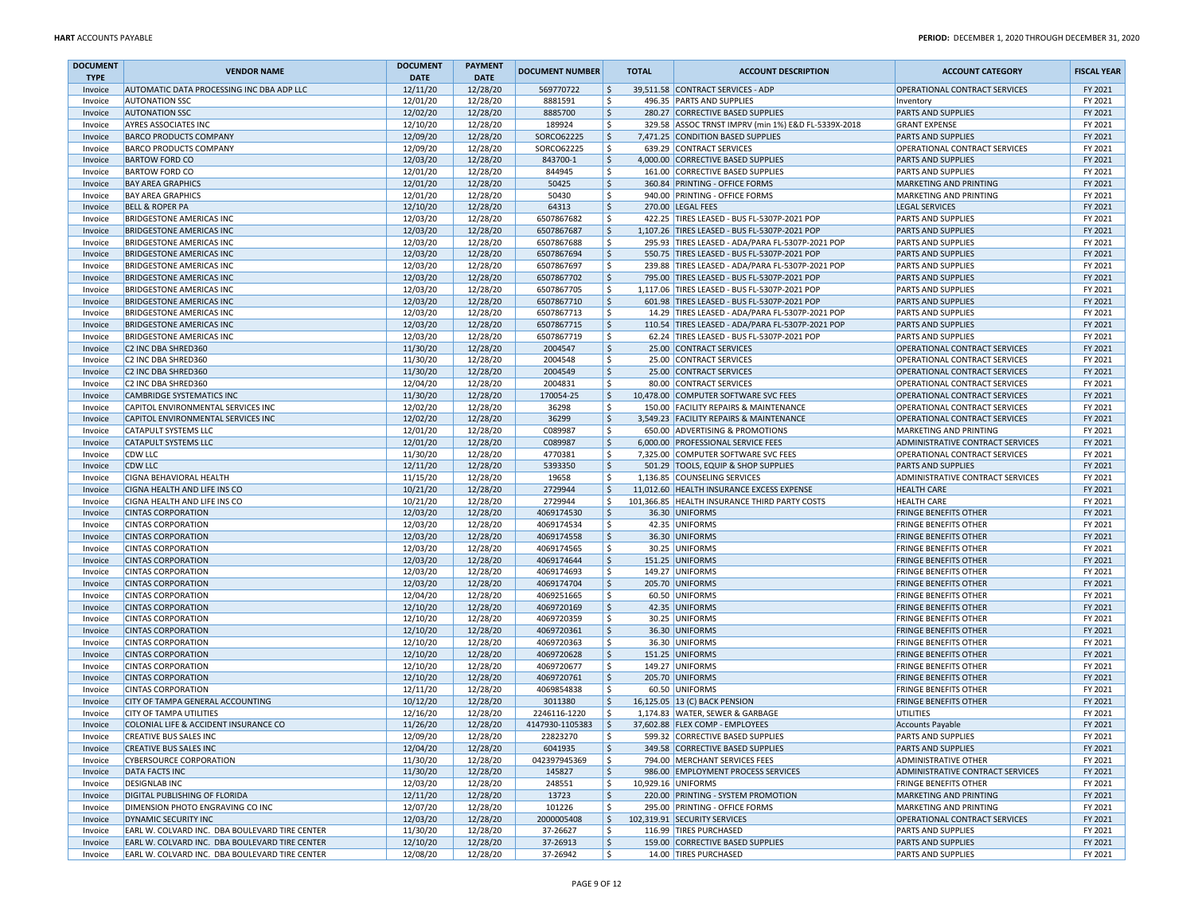| DOCUMENT TYPE | VENDOR NAME | DOCUMENT DATE | PAYMENT DATE | DOCUMENT NUMBER | TOTAL | ACCOUNT DESCRIPTION | ACCOUNT CATEGORY | FISCAL YEAR |
|---|---|---|---|---|---|---|---|---|
| Invoice | AUTOMATIC DATA PROCESSING INC DBA ADP LLC | 12/11/20 | 12/28/20 | 569770722 | $ 39,511.58 | CONTRACT SERVICES - ADP | OPERATIONAL CONTRACT SERVICES | FY 2021 |
| Invoice | AUTONATION SSC | 12/01/20 | 12/28/20 | 8881591 | $ 496.35 | PARTS AND SUPPLIES | Inventory | FY 2021 |
| Invoice | AUTONATION SSC | 12/02/20 | 12/28/20 | 8885700 | $ 280.27 | CORRECTIVE BASED SUPPLIES | PARTS AND SUPPLIES | FY 2021 |
| Invoice | AYRES ASSOCIATES INC | 12/10/20 | 12/28/20 | 189924 | $ 329.58 | ASSOC TRNST IMPRV (min 1%) E&D FL-5339X-2018 | GRANT EXPENSE | FY 2021 |
| Invoice | BARCO PRODUCTS COMPANY | 12/09/20 | 12/28/20 | SORCO62225 | $ 7,471.25 | CONDITION BASED SUPPLIES | PARTS AND SUPPLIES | FY 2021 |
| Invoice | BARCO PRODUCTS COMPANY | 12/09/20 | 12/28/20 | SORCO62225 | $ 639.29 | CONTRACT SERVICES | OPERATIONAL CONTRACT SERVICES | FY 2021 |
| Invoice | BARTOW FORD CO | 12/03/20 | 12/28/20 | 843700-1 | $ 4,000.00 | CORRECTIVE BASED SUPPLIES | PARTS AND SUPPLIES | FY 2021 |
| Invoice | BARTOW FORD CO | 12/01/20 | 12/28/20 | 844945 | $ 161.00 | CORRECTIVE BASED SUPPLIES | PARTS AND SUPPLIES | FY 2021 |
| Invoice | BAY AREA GRAPHICS | 12/01/20 | 12/28/20 | 50425 | $ 360.84 | PRINTING - OFFICE FORMS | MARKETING AND PRINTING | FY 2021 |
| Invoice | BAY AREA GRAPHICS | 12/01/20 | 12/28/20 | 50430 | $ 940.00 | PRINTING - OFFICE FORMS | MARKETING AND PRINTING | FY 2021 |
| Invoice | BELL & ROPER PA | 12/10/20 | 12/28/20 | 64313 | $ 270.00 | LEGAL FEES | LEGAL SERVICES | FY 2021 |
| Invoice | BRIDGESTONE AMERICAS INC | 12/03/20 | 12/28/20 | 6507867682 | $ 422.25 | TIRES LEASED - BUS FL-5307P-2021 POP | PARTS AND SUPPLIES | FY 2021 |
| Invoice | BRIDGESTONE AMERICAS INC | 12/03/20 | 12/28/20 | 6507867687 | $ 1,107.26 | TIRES LEASED - BUS FL-5307P-2021 POP | PARTS AND SUPPLIES | FY 2021 |
| Invoice | BRIDGESTONE AMERICAS INC | 12/03/20 | 12/28/20 | 6507867688 | $ 295.93 | TIRES LEASED - ADA/PARA FL-5307P-2021 POP | PARTS AND SUPPLIES | FY 2021 |
| Invoice | BRIDGESTONE AMERICAS INC | 12/03/20 | 12/28/20 | 6507867694 | $ 550.75 | TIRES LEASED - BUS FL-5307P-2021 POP | PARTS AND SUPPLIES | FY 2021 |
| Invoice | BRIDGESTONE AMERICAS INC | 12/03/20 | 12/28/20 | 6507867697 | $ 239.88 | TIRES LEASED - ADA/PARA FL-5307P-2021 POP | PARTS AND SUPPLIES | FY 2021 |
| Invoice | BRIDGESTONE AMERICAS INC | 12/03/20 | 12/28/20 | 6507867702 | $ 795.00 | TIRES LEASED - BUS FL-5307P-2021 POP | PARTS AND SUPPLIES | FY 2021 |
| Invoice | BRIDGESTONE AMERICAS INC | 12/03/20 | 12/28/20 | 6507867705 | $ 1,117.06 | TIRES LEASED - BUS FL-5307P-2021 POP | PARTS AND SUPPLIES | FY 2021 |
| Invoice | BRIDGESTONE AMERICAS INC | 12/03/20 | 12/28/20 | 6507867710 | $ 601.98 | TIRES LEASED - BUS FL-5307P-2021 POP | PARTS AND SUPPLIES | FY 2021 |
| Invoice | BRIDGESTONE AMERICAS INC | 12/03/20 | 12/28/20 | 6507867713 | $ 14.29 | TIRES LEASED - ADA/PARA FL-5307P-2021 POP | PARTS AND SUPPLIES | FY 2021 |
| Invoice | BRIDGESTONE AMERICAS INC | 12/03/20 | 12/28/20 | 6507867715 | $ 110.54 | TIRES LEASED - ADA/PARA FL-5307P-2021 POP | PARTS AND SUPPLIES | FY 2021 |
| Invoice | BRIDGESTONE AMERICAS INC | 12/03/20 | 12/28/20 | 6507867719 | $ 62.24 | TIRES LEASED - BUS FL-5307P-2021 POP | PARTS AND SUPPLIES | FY 2021 |
| Invoice | C2 INC DBA SHRED360 | 11/30/20 | 12/28/20 | 2004547 | $ 25.00 | CONTRACT SERVICES | OPERATIONAL CONTRACT SERVICES | FY 2021 |
| Invoice | C2 INC DBA SHRED360 | 11/30/20 | 12/28/20 | 2004548 | $ 25.00 | CONTRACT SERVICES | OPERATIONAL CONTRACT SERVICES | FY 2021 |
| Invoice | C2 INC DBA SHRED360 | 11/30/20 | 12/28/20 | 2004549 | $ 25.00 | CONTRACT SERVICES | OPERATIONAL CONTRACT SERVICES | FY 2021 |
| Invoice | C2 INC DBA SHRED360 | 12/04/20 | 12/28/20 | 2004831 | $ 80.00 | CONTRACT SERVICES | OPERATIONAL CONTRACT SERVICES | FY 2021 |
| Invoice | CAMBRIDGE SYSTEMATICS INC | 11/30/20 | 12/28/20 | 170054-25 | $ 10,478.00 | COMPUTER SOFTWARE SVC FEES | OPERATIONAL CONTRACT SERVICES | FY 2021 |
| Invoice | CAPITOL ENVIRONMENTAL SERVICES INC | 12/02/20 | 12/28/20 | 36298 | $ 150.00 | FACILITY REPAIRS & MAINTENANCE | OPERATIONAL CONTRACT SERVICES | FY 2021 |
| Invoice | CAPITOL ENVIRONMENTAL SERVICES INC | 12/02/20 | 12/28/20 | 36299 | $ 3,549.23 | FACILITY REPAIRS & MAINTENANCE | OPERATIONAL CONTRACT SERVICES | FY 2021 |
| Invoice | CATAPULT SYSTEMS LLC | 12/01/20 | 12/28/20 | C089987 | $ 650.00 | ADVERTISING & PROMOTIONS | MARKETING AND PRINTING | FY 2021 |
| Invoice | CATAPULT SYSTEMS LLC | 12/01/20 | 12/28/20 | C089987 | $ 6,000.00 | PROFESSIONAL SERVICE FEES | ADMINISTRATIVE CONTRACT SERVICES | FY 2021 |
| Invoice | CDW LLC | 11/30/20 | 12/28/20 | 4770381 | $ 7,325.00 | COMPUTER SOFTWARE SVC FEES | OPERATIONAL CONTRACT SERVICES | FY 2021 |
| Invoice | CDW LLC | 12/11/20 | 12/28/20 | 5393350 | $ 501.29 | TOOLS, EQUIP & SHOP SUPPLIES | PARTS AND SUPPLIES | FY 2021 |
| Invoice | CIGNA BEHAVIORAL HEALTH | 11/15/20 | 12/28/20 | 19658 | $ 1,136.85 | COUNSELING SERVICES | ADMINISTRATIVE CONTRACT SERVICES | FY 2021 |
| Invoice | CIGNA HEALTH AND LIFE INS CO | 10/21/20 | 12/28/20 | 2729944 | $ 11,012.60 | HEALTH INSURANCE EXCESS EXPENSE | HEALTH CARE | FY 2021 |
| Invoice | CIGNA HEALTH AND LIFE INS CO | 10/21/20 | 12/28/20 | 2729944 | $ 101,366.85 | HEALTH INSURANCE THIRD PARTY COSTS | HEALTH CARE | FY 2021 |
| Invoice | CINTAS CORPORATION | 12/03/20 | 12/28/20 | 4069174530 | $ 36.30 | UNIFORMS | FRINGE BENEFITS OTHER | FY 2021 |
| Invoice | CINTAS CORPORATION | 12/03/20 | 12/28/20 | 4069174534 | $ 42.35 | UNIFORMS | FRINGE BENEFITS OTHER | FY 2021 |
| Invoice | CINTAS CORPORATION | 12/03/20 | 12/28/20 | 4069174558 | $ 36.30 | UNIFORMS | FRINGE BENEFITS OTHER | FY 2021 |
| Invoice | CINTAS CORPORATION | 12/03/20 | 12/28/20 | 4069174565 | $ 30.25 | UNIFORMS | FRINGE BENEFITS OTHER | FY 2021 |
| Invoice | CINTAS CORPORATION | 12/03/20 | 12/28/20 | 4069174644 | $ 151.25 | UNIFORMS | FRINGE BENEFITS OTHER | FY 2021 |
| Invoice | CINTAS CORPORATION | 12/03/20 | 12/28/20 | 4069174693 | $ 149.27 | UNIFORMS | FRINGE BENEFITS OTHER | FY 2021 |
| Invoice | CINTAS CORPORATION | 12/03/20 | 12/28/20 | 4069174704 | $ 205.70 | UNIFORMS | FRINGE BENEFITS OTHER | FY 2021 |
| Invoice | CINTAS CORPORATION | 12/04/20 | 12/28/20 | 4069251665 | $ 60.50 | UNIFORMS | FRINGE BENEFITS OTHER | FY 2021 |
| Invoice | CINTAS CORPORATION | 12/10/20 | 12/28/20 | 4069720169 | $ 42.35 | UNIFORMS | FRINGE BENEFITS OTHER | FY 2021 |
| Invoice | CINTAS CORPORATION | 12/10/20 | 12/28/20 | 4069720359 | $ 30.25 | UNIFORMS | FRINGE BENEFITS OTHER | FY 2021 |
| Invoice | CINTAS CORPORATION | 12/10/20 | 12/28/20 | 4069720361 | $ 36.30 | UNIFORMS | FRINGE BENEFITS OTHER | FY 2021 |
| Invoice | CINTAS CORPORATION | 12/10/20 | 12/28/20 | 4069720363 | $ 36.30 | UNIFORMS | FRINGE BENEFITS OTHER | FY 2021 |
| Invoice | CINTAS CORPORATION | 12/10/20 | 12/28/20 | 4069720628 | $ 151.25 | UNIFORMS | FRINGE BENEFITS OTHER | FY 2021 |
| Invoice | CINTAS CORPORATION | 12/10/20 | 12/28/20 | 4069720677 | $ 149.27 | UNIFORMS | FRINGE BENEFITS OTHER | FY 2021 |
| Invoice | CINTAS CORPORATION | 12/10/20 | 12/28/20 | 4069720761 | $ 205.70 | UNIFORMS | FRINGE BENEFITS OTHER | FY 2021 |
| Invoice | CINTAS CORPORATION | 12/11/20 | 12/28/20 | 4069854838 | $ 60.50 | UNIFORMS | FRINGE BENEFITS OTHER | FY 2021 |
| Invoice | CITY OF TAMPA GENERAL ACCOUNTING | 10/12/20 | 12/28/20 | 3011380 | $ 16,125.05 | 13 (C) BACK PENSION | FRINGE BENEFITS OTHER | FY 2021 |
| Invoice | CITY OF TAMPA UTILITIES | 12/16/20 | 12/28/20 | 2246116-1220 | $ 1,174.83 | WATER, SEWER & GARBAGE | UTILITIES | FY 2021 |
| Invoice | COLONIAL LIFE & ACCIDENT INSURANCE CO | 11/26/20 | 12/28/20 | 4147930-1105383 | $ 37,602.88 | FLEX COMP - EMPLOYEES | Accounts Payable | FY 2021 |
| Invoice | CREATIVE BUS SALES INC | 12/09/20 | 12/28/20 | 22823270 | $ 599.32 | CORRECTIVE BASED SUPPLIES | PARTS AND SUPPLIES | FY 2021 |
| Invoice | CREATIVE BUS SALES INC | 12/04/20 | 12/28/20 | 6041935 | $ 349.58 | CORRECTIVE BASED SUPPLIES | PARTS AND SUPPLIES | FY 2021 |
| Invoice | CYBERSOURCE CORPORATION | 11/30/20 | 12/28/20 | 042397945369 | $ 794.00 | MERCHANT SERVICES FEES | ADMINISTRATIVE OTHER | FY 2021 |
| Invoice | DATA FACTS INC | 11/30/20 | 12/28/20 | 145827 | $ 986.00 | EMPLOYMENT PROCESS SERVICES | ADMINISTRATIVE CONTRACT SERVICES | FY 2021 |
| Invoice | DESIGNLAB INC | 12/03/20 | 12/28/20 | 248551 | $ 10,929.16 | UNIFORMS | FRINGE BENEFITS OTHER | FY 2021 |
| Invoice | DIGITAL PUBLISHING OF FLORIDA | 12/11/20 | 12/28/20 | 13723 | $ 220.00 | PRINTING - SYSTEM PROMOTION | MARKETING AND PRINTING | FY 2021 |
| Invoice | DIMENSION PHOTO ENGRAVING CO INC | 12/07/20 | 12/28/20 | 101226 | $ 295.00 | PRINTING - OFFICE FORMS | MARKETING AND PRINTING | FY 2021 |
| Invoice | DYNAMIC SECURITY INC | 12/03/20 | 12/28/20 | 2000005408 | $ 102,319.91 | SECURITY SERVICES | OPERATIONAL CONTRACT SERVICES | FY 2021 |
| Invoice | EARL W. COLVARD INC. DBA BOULEVARD TIRE CENTER | 11/30/20 | 12/28/20 | 37-26627 | $ 116.99 | TIRES PURCHASED | PARTS AND SUPPLIES | FY 2021 |
| Invoice | EARL W. COLVARD INC. DBA BOULEVARD TIRE CENTER | 12/10/20 | 12/28/20 | 37-26913 | $ 159.00 | CORRECTIVE BASED SUPPLIES | PARTS AND SUPPLIES | FY 2021 |
| Invoice | EARL W. COLVARD INC. DBA BOULEVARD TIRE CENTER | 12/08/20 | 12/28/20 | 37-26942 | $ 14.00 | TIRES PURCHASED | PARTS AND SUPPLIES | FY 2021 |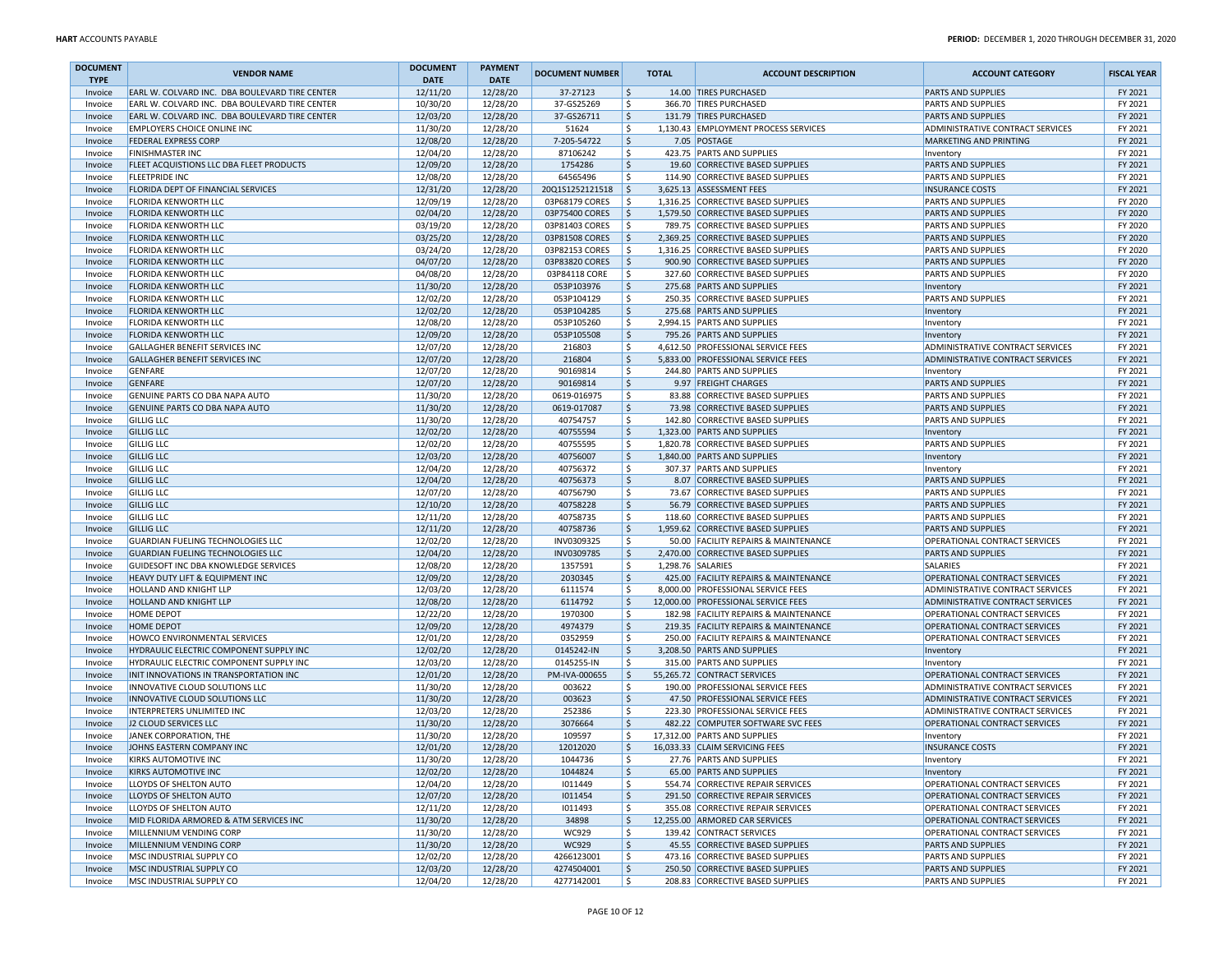| DOCUMENT TYPE | VENDOR NAME | DOCUMENT DATE | PAYMENT DATE | DOCUMENT NUMBER | TOTAL | ACCOUNT DESCRIPTION | ACCOUNT CATEGORY | FISCAL YEAR |
|---|---|---|---|---|---|---|---|---|
| Invoice | EARL W. COLVARD INC. DBA BOULEVARD TIRE CENTER | 12/11/20 | 12/28/20 | 37-27123 | $ 14.00 | TIRES PURCHASED | PARTS AND SUPPLIES | FY 2021 |
| Invoice | EARL W. COLVARD INC. DBA BOULEVARD TIRE CENTER | 10/30/20 | 12/28/20 | 37-GS25269 | $ 366.70 | TIRES PURCHASED | PARTS AND SUPPLIES | FY 2021 |
| Invoice | EARL W. COLVARD INC. DBA BOULEVARD TIRE CENTER | 12/03/20 | 12/28/20 | 37-GS26711 | $ 131.79 | TIRES PURCHASED | PARTS AND SUPPLIES | FY 2021 |
| Invoice | EMPLOYERS CHOICE ONLINE INC | 11/30/20 | 12/28/20 | 51624 | $ 1,130.43 | EMPLOYMENT PROCESS SERVICES | ADMINISTRATIVE CONTRACT SERVICES | FY 2021 |
| Invoice | FEDERAL EXPRESS CORP | 12/08/20 | 12/28/20 | 7-205-54722 | $ 7.05 | POSTAGE | MARKETING AND PRINTING | FY 2021 |
| Invoice | FINISHMASTER INC | 12/04/20 | 12/28/20 | 87106242 | $ 423.75 | PARTS AND SUPPLIES | Inventory | FY 2021 |
| Invoice | FLEET ACQUISTIONS LLC DBA FLEET PRODUCTS | 12/09/20 | 12/28/20 | 1754286 | $ 19.60 | CORRECTIVE BASED SUPPLIES | PARTS AND SUPPLIES | FY 2021 |
| Invoice | FLEETPRIDE INC | 12/08/20 | 12/28/20 | 64565496 | $ 114.90 | CORRECTIVE BASED SUPPLIES | PARTS AND SUPPLIES | FY 2021 |
| Invoice | FLORIDA DEPT OF FINANCIAL SERVICES | 12/31/20 | 12/28/20 | 20Q1S1252121518 | $ 3,625.13 | ASSESSMENT FEES | INSURANCE COSTS | FY 2021 |
| Invoice | FLORIDA KENWORTH LLC | 12/09/19 | 12/28/20 | 03P68179 CORES | $ 1,316.25 | CORRECTIVE BASED SUPPLIES | PARTS AND SUPPLIES | FY 2020 |
| Invoice | FLORIDA KENWORTH LLC | 02/04/20 | 12/28/20 | 03P75400 CORES | $ 1,579.50 | CORRECTIVE BASED SUPPLIES | PARTS AND SUPPLIES | FY 2020 |
| Invoice | FLORIDA KENWORTH LLC | 03/19/20 | 12/28/20 | 03P81403 CORES | $ 789.75 | CORRECTIVE BASED SUPPLIES | PARTS AND SUPPLIES | FY 2020 |
| Invoice | FLORIDA KENWORTH LLC | 03/25/20 | 12/28/20 | 03P81508 CORES | $ 2,369.25 | CORRECTIVE BASED SUPPLIES | PARTS AND SUPPLIES | FY 2020 |
| Invoice | FLORIDA KENWORTH LLC | 03/24/20 | 12/28/20 | 03P82153 CORES | $ 1,316.25 | CORRECTIVE BASED SUPPLIES | PARTS AND SUPPLIES | FY 2020 |
| Invoice | FLORIDA KENWORTH LLC | 04/07/20 | 12/28/20 | 03P83820 CORES | $ 900.90 | CORRECTIVE BASED SUPPLIES | PARTS AND SUPPLIES | FY 2020 |
| Invoice | FLORIDA KENWORTH LLC | 04/08/20 | 12/28/20 | 03P84118 CORE | $ 327.60 | CORRECTIVE BASED SUPPLIES | PARTS AND SUPPLIES | FY 2020 |
| Invoice | FLORIDA KENWORTH LLC | 11/30/20 | 12/28/20 | 053P103976 | $ 275.68 | PARTS AND SUPPLIES | Inventory | FY 2021 |
| Invoice | FLORIDA KENWORTH LLC | 12/02/20 | 12/28/20 | 053P104129 | $ 250.35 | CORRECTIVE BASED SUPPLIES | PARTS AND SUPPLIES | FY 2021 |
| Invoice | FLORIDA KENWORTH LLC | 12/02/20 | 12/28/20 | 053P104285 | $ 275.68 | PARTS AND SUPPLIES | Inventory | FY 2021 |
| Invoice | FLORIDA KENWORTH LLC | 12/08/20 | 12/28/20 | 053P105260 | $ 2,994.15 | PARTS AND SUPPLIES | Inventory | FY 2021 |
| Invoice | FLORIDA KENWORTH LLC | 12/09/20 | 12/28/20 | 053P105508 | $ 795.26 | PARTS AND SUPPLIES | Inventory | FY 2021 |
| Invoice | GALLAGHER BENEFIT SERVICES INC | 12/07/20 | 12/28/20 | 216803 | $ 4,612.50 | PROFESSIONAL SERVICE FEES | ADMINISTRATIVE CONTRACT SERVICES | FY 2021 |
| Invoice | GALLAGHER BENEFIT SERVICES INC | 12/07/20 | 12/28/20 | 216804 | $ 5,833.00 | PROFESSIONAL SERVICE FEES | ADMINISTRATIVE CONTRACT SERVICES | FY 2021 |
| Invoice | GENFARE | 12/07/20 | 12/28/20 | 90169814 | $ 244.80 | PARTS AND SUPPLIES | Inventory | FY 2021 |
| Invoice | GENFARE | 12/07/20 | 12/28/20 | 90169814 | $ 9.97 | FREIGHT CHARGES | PARTS AND SUPPLIES | FY 2021 |
| Invoice | GENUINE PARTS CO DBA NAPA AUTO | 11/30/20 | 12/28/20 | 0619-016975 | $ 83.88 | CORRECTIVE BASED SUPPLIES | PARTS AND SUPPLIES | FY 2021 |
| Invoice | GENUINE PARTS CO DBA NAPA AUTO | 11/30/20 | 12/28/20 | 0619-017087 | $ 73.98 | CORRECTIVE BASED SUPPLIES | PARTS AND SUPPLIES | FY 2021 |
| Invoice | GILLIG LLC | 11/30/20 | 12/28/20 | 40754757 | $ 142.80 | CORRECTIVE BASED SUPPLIES | PARTS AND SUPPLIES | FY 2021 |
| Invoice | GILLIG LLC | 12/02/20 | 12/28/20 | 40755594 | $ 1,323.00 | PARTS AND SUPPLIES | Inventory | FY 2021 |
| Invoice | GILLIG LLC | 12/02/20 | 12/28/20 | 40755595 | $ 1,820.78 | CORRECTIVE BASED SUPPLIES | PARTS AND SUPPLIES | FY 2021 |
| Invoice | GILLIG LLC | 12/03/20 | 12/28/20 | 40756007 | $ 1,840.00 | PARTS AND SUPPLIES | Inventory | FY 2021 |
| Invoice | GILLIG LLC | 12/04/20 | 12/28/20 | 40756372 | $ 307.37 | PARTS AND SUPPLIES | Inventory | FY 2021 |
| Invoice | GILLIG LLC | 12/04/20 | 12/28/20 | 40756373 | $ 8.07 | CORRECTIVE BASED SUPPLIES | PARTS AND SUPPLIES | FY 2021 |
| Invoice | GILLIG LLC | 12/07/20 | 12/28/20 | 40756790 | $ 73.67 | CORRECTIVE BASED SUPPLIES | PARTS AND SUPPLIES | FY 2021 |
| Invoice | GILLIG LLC | 12/10/20 | 12/28/20 | 40758228 | $ 56.79 | CORRECTIVE BASED SUPPLIES | PARTS AND SUPPLIES | FY 2021 |
| Invoice | GILLIG LLC | 12/11/20 | 12/28/20 | 40758735 | $ 118.60 | CORRECTIVE BASED SUPPLIES | PARTS AND SUPPLIES | FY 2021 |
| Invoice | GILLIG LLC | 12/11/20 | 12/28/20 | 40758736 | $ 1,959.62 | CORRECTIVE BASED SUPPLIES | PARTS AND SUPPLIES | FY 2021 |
| Invoice | GUARDIAN FUELING TECHNOLOGIES LLC | 12/02/20 | 12/28/20 | INV0309325 | $ 50.00 | FACILITY REPAIRS & MAINTENANCE | OPERATIONAL CONTRACT SERVICES | FY 2021 |
| Invoice | GUARDIAN FUELING TECHNOLOGIES LLC | 12/04/20 | 12/28/20 | INV0309785 | $ 2,470.00 | CORRECTIVE BASED SUPPLIES | PARTS AND SUPPLIES | FY 2021 |
| Invoice | GUIDESOFT INC DBA KNOWLEDGE SERVICES | 12/08/20 | 12/28/20 | 1357591 | $ 1,298.76 | SALARIES | SALARIES | FY 2021 |
| Invoice | HEAVY DUTY LIFT & EQUIPMENT INC | 12/09/20 | 12/28/20 | 2030345 | $ 425.00 | FACILITY REPAIRS & MAINTENANCE | OPERATIONAL CONTRACT SERVICES | FY 2021 |
| Invoice | HOLLAND AND KNIGHT LLP | 12/03/20 | 12/28/20 | 6111574 | $ 8,000.00 | PROFESSIONAL SERVICE FEES | ADMINISTRATIVE CONTRACT SERVICES | FY 2021 |
| Invoice | HOLLAND AND KNIGHT LLP | 12/08/20 | 12/28/20 | 6114792 | $ 12,000.00 | PROFESSIONAL SERVICE FEES | ADMINISTRATIVE CONTRACT SERVICES | FY 2021 |
| Invoice | HOME DEPOT | 12/22/20 | 12/28/20 | 1970300 | $ 182.98 | FACILITY REPAIRS & MAINTENANCE | OPERATIONAL CONTRACT SERVICES | FY 2021 |
| Invoice | HOME DEPOT | 12/09/20 | 12/28/20 | 4974379 | $ 219.35 | FACILITY REPAIRS & MAINTENANCE | OPERATIONAL CONTRACT SERVICES | FY 2021 |
| Invoice | HOWCO ENVIRONMENTAL SERVICES | 12/01/20 | 12/28/20 | 0352959 | $ 250.00 | FACILITY REPAIRS & MAINTENANCE | OPERATIONAL CONTRACT SERVICES | FY 2021 |
| Invoice | HYDRAULIC ELECTRIC COMPONENT SUPPLY INC | 12/02/20 | 12/28/20 | 0145242-IN | $ 3,208.50 | PARTS AND SUPPLIES | Inventory | FY 2021 |
| Invoice | HYDRAULIC ELECTRIC COMPONENT SUPPLY INC | 12/03/20 | 12/28/20 | 0145255-IN | $ 315.00 | PARTS AND SUPPLIES | Inventory | FY 2021 |
| Invoice | INIT INNOVATIONS IN TRANSPORTATION INC | 12/01/20 | 12/28/20 | PM-IVA-000655 | $ 55,265.72 | CONTRACT SERVICES | OPERATIONAL CONTRACT SERVICES | FY 2021 |
| Invoice | INNOVATIVE CLOUD SOLUTIONS LLC | 11/30/20 | 12/28/20 | 003622 | $ 190.00 | PROFESSIONAL SERVICE FEES | ADMINISTRATIVE CONTRACT SERVICES | FY 2021 |
| Invoice | INNOVATIVE CLOUD SOLUTIONS LLC | 11/30/20 | 12/28/20 | 003623 | $ 47.50 | PROFESSIONAL SERVICE FEES | ADMINISTRATIVE CONTRACT SERVICES | FY 2021 |
| Invoice | INTERPRETERS UNLIMITED INC | 12/03/20 | 12/28/20 | 252386 | $ 223.30 | PROFESSIONAL SERVICE FEES | ADMINISTRATIVE CONTRACT SERVICES | FY 2021 |
| Invoice | J2 CLOUD SERVICES LLC | 11/30/20 | 12/28/20 | 3076664 | $ 482.22 | COMPUTER SOFTWARE SVC FEES | OPERATIONAL CONTRACT SERVICES | FY 2021 |
| Invoice | JANEK CORPORATION, THE | 11/30/20 | 12/28/20 | 109597 | $ 17,312.00 | PARTS AND SUPPLIES | Inventory | FY 2021 |
| Invoice | JOHNS EASTERN COMPANY INC | 12/01/20 | 12/28/20 | 12012020 | $ 16,033.33 | CLAIM SERVICING FEES | INSURANCE COSTS | FY 2021 |
| Invoice | KIRKS AUTOMOTIVE INC | 11/30/20 | 12/28/20 | 1044736 | $ 27.76 | PARTS AND SUPPLIES | Inventory | FY 2021 |
| Invoice | KIRKS AUTOMOTIVE INC | 12/02/20 | 12/28/20 | 1044824 | $ 65.00 | PARTS AND SUPPLIES | Inventory | FY 2021 |
| Invoice | LLOYDS OF SHELTON AUTO | 12/04/20 | 12/28/20 | I011449 | $ 554.74 | CORRECTIVE REPAIR SERVICES | OPERATIONAL CONTRACT SERVICES | FY 2021 |
| Invoice | LLOYDS OF SHELTON AUTO | 12/07/20 | 12/28/20 | I011454 | $ 291.50 | CORRECTIVE REPAIR SERVICES | OPERATIONAL CONTRACT SERVICES | FY 2021 |
| Invoice | LLOYDS OF SHELTON AUTO | 12/11/20 | 12/28/20 | I011493 | $ 355.08 | CORRECTIVE REPAIR SERVICES | OPERATIONAL CONTRACT SERVICES | FY 2021 |
| Invoice | MID FLORIDA ARMORED & ATM SERVICES INC | 11/30/20 | 12/28/20 | 34898 | $ 12,255.00 | ARMORED CAR SERVICES | OPERATIONAL CONTRACT SERVICES | FY 2021 |
| Invoice | MILLENNIUM VENDING CORP | 11/30/20 | 12/28/20 | WC929 | $ 139.42 | CONTRACT SERVICES | OPERATIONAL CONTRACT SERVICES | FY 2021 |
| Invoice | MILLENNIUM VENDING CORP | 11/30/20 | 12/28/20 | WC929 | $ 45.55 | CORRECTIVE BASED SUPPLIES | PARTS AND SUPPLIES | FY 2021 |
| Invoice | MSC INDUSTRIAL SUPPLY CO | 12/02/20 | 12/28/20 | 4266123001 | $ 473.16 | CORRECTIVE BASED SUPPLIES | PARTS AND SUPPLIES | FY 2021 |
| Invoice | MSC INDUSTRIAL SUPPLY CO | 12/03/20 | 12/28/20 | 4274504001 | $ 250.50 | CORRECTIVE BASED SUPPLIES | PARTS AND SUPPLIES | FY 2021 |
| Invoice | MSC INDUSTRIAL SUPPLY CO | 12/04/20 | 12/28/20 | 4277142001 | $ 208.83 | CORRECTIVE BASED SUPPLIES | PARTS AND SUPPLIES | FY 2021 |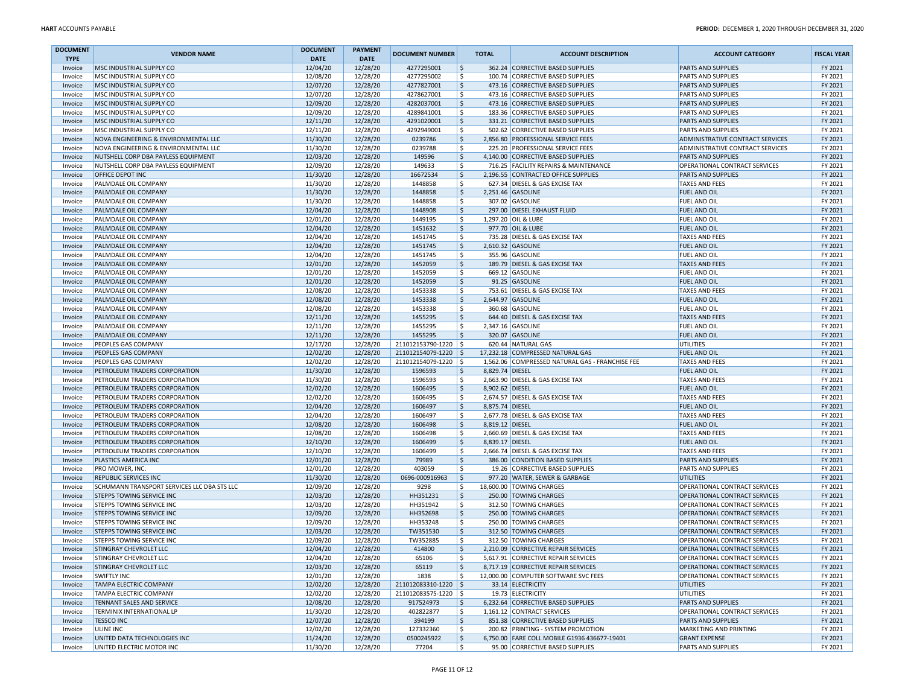| DOCUMENT TYPE | VENDOR NAME | DOCUMENT DATE | PAYMENT DATE | DOCUMENT NUMBER | TOTAL | ACCOUNT DESCRIPTION | ACCOUNT CATEGORY | FISCAL YEAR |
|---|---|---|---|---|---|---|---|---|
| Invoice | MSC INDUSTRIAL SUPPLY CO | 12/04/20 | 12/28/20 | 4277295001 | $ 362.24 | CORRECTIVE BASED SUPPLIES | PARTS AND SUPPLIES | FY 2021 |
| Invoice | MSC INDUSTRIAL SUPPLY CO | 12/08/20 | 12/28/20 | 4277295002 | $ 100.74 | CORRECTIVE BASED SUPPLIES | PARTS AND SUPPLIES | FY 2021 |
| Invoice | MSC INDUSTRIAL SUPPLY CO | 12/07/20 | 12/28/20 | 4277827001 | $ 473.16 | CORRECTIVE BASED SUPPLIES | PARTS AND SUPPLIES | FY 2021 |
| Invoice | MSC INDUSTRIAL SUPPLY CO | 12/07/20 | 12/28/20 | 4278627001 | $ 473.16 | CORRECTIVE BASED SUPPLIES | PARTS AND SUPPLIES | FY 2021 |
| Invoice | MSC INDUSTRIAL SUPPLY CO | 12/09/20 | 12/28/20 | 4282037001 | $ 473.16 | CORRECTIVE BASED SUPPLIES | PARTS AND SUPPLIES | FY 2021 |
| Invoice | MSC INDUSTRIAL SUPPLY CO | 12/09/20 | 12/28/20 | 4289841001 | $ 183.36 | CORRECTIVE BASED SUPPLIES | PARTS AND SUPPLIES | FY 2021 |
| Invoice | MSC INDUSTRIAL SUPPLY CO | 12/11/20 | 12/28/20 | 4291020001 | $ 331.21 | CORRECTIVE BASED SUPPLIES | PARTS AND SUPPLIES | FY 2021 |
| Invoice | MSC INDUSTRIAL SUPPLY CO | 12/11/20 | 12/28/20 | 4292949001 | $ 502.62 | CORRECTIVE BASED SUPPLIES | PARTS AND SUPPLIES | FY 2021 |
| Invoice | NOVA ENGINEERING & ENVIRONMENTAL LLC | 11/30/20 | 12/28/20 | 0239786 | $ 2,856.80 | PROFESSIONAL SERVICE FEES | ADMINISTRATIVE CONTRACT SERVICES | FY 2021 |
| Invoice | NOVA ENGINEERING & ENVIRONMENTAL LLC | 11/30/20 | 12/28/20 | 0239788 | $ 225.20 | PROFESSIONAL SERVICE FEES | ADMINISTRATIVE CONTRACT SERVICES | FY 2021 |
| Invoice | NUTSHELL CORP DBA PAYLESS EQUIPMENT | 12/03/20 | 12/28/20 | 149596 | $ 4,140.00 | CORRECTIVE BASED SUPPLIES | PARTS AND SUPPLIES | FY 2021 |
| Invoice | NUTSHELL CORP DBA PAYLESS EQUIPMENT | 12/09/20 | 12/28/20 | 149633 | $ 716.25 | FACILITY REPAIRS & MAINTENANCE | OPERATIONAL CONTRACT SERVICES | FY 2021 |
| Invoice | OFFICE DEPOT INC | 11/30/20 | 12/28/20 | 16672534 | $ 2,196.55 | CONTRACTED OFFICE SUPPLIES | PARTS AND SUPPLIES | FY 2021 |
| Invoice | PALMDALE OIL COMPANY | 11/30/20 | 12/28/20 | 1448858 | $ 627.34 | DIESEL & GAS EXCISE TAX | TAXES AND FEES | FY 2021 |
| Invoice | PALMDALE OIL COMPANY | 11/30/20 | 12/28/20 | 1448858 | $ 2,251.46 | GASOLINE | FUEL AND OIL | FY 2021 |
| Invoice | PALMDALE OIL COMPANY | 11/30/20 | 12/28/20 | 1448858 | $ 307.02 | GASOLINE | FUEL AND OIL | FY 2021 |
| Invoice | PALMDALE OIL COMPANY | 12/04/20 | 12/28/20 | 1448908 | $ 297.00 | DIESEL EXHAUST FLUID | FUEL AND OIL | FY 2021 |
| Invoice | PALMDALE OIL COMPANY | 12/01/20 | 12/28/20 | 1449195 | $ 1,297.20 | OIL & LUBE | FUEL AND OIL | FY 2021 |
| Invoice | PALMDALE OIL COMPANY | 12/04/20 | 12/28/20 | 1451632 | $ 977.70 | OIL & LUBE | FUEL AND OIL | FY 2021 |
| Invoice | PALMDALE OIL COMPANY | 12/04/20 | 12/28/20 | 1451745 | $ 735.28 | DIESEL & GAS EXCISE TAX | TAXES AND FEES | FY 2021 |
| Invoice | PALMDALE OIL COMPANY | 12/04/20 | 12/28/20 | 1451745 | $ 2,610.32 | GASOLINE | FUEL AND OIL | FY 2021 |
| Invoice | PALMDALE OIL COMPANY | 12/04/20 | 12/28/20 | 1451745 | $ 355.96 | GASOLINE | FUEL AND OIL | FY 2021 |
| Invoice | PALMDALE OIL COMPANY | 12/01/20 | 12/28/20 | 1452059 | $ 189.79 | DIESEL & GAS EXCISE TAX | TAXES AND FEES | FY 2021 |
| Invoice | PALMDALE OIL COMPANY | 12/01/20 | 12/28/20 | 1452059 | $ 669.12 | GASOLINE | FUEL AND OIL | FY 2021 |
| Invoice | PALMDALE OIL COMPANY | 12/01/20 | 12/28/20 | 1452059 | $ 91.25 | GASOLINE | FUEL AND OIL | FY 2021 |
| Invoice | PALMDALE OIL COMPANY | 12/08/20 | 12/28/20 | 1453338 | $ 753.61 | DIESEL & GAS EXCISE TAX | TAXES AND FEES | FY 2021 |
| Invoice | PALMDALE OIL COMPANY | 12/08/20 | 12/28/20 | 1453338 | $ 2,644.97 | GASOLINE | FUEL AND OIL | FY 2021 |
| Invoice | PALMDALE OIL COMPANY | 12/08/20 | 12/28/20 | 1453338 | $ 360.68 | GASOLINE | FUEL AND OIL | FY 2021 |
| Invoice | PALMDALE OIL COMPANY | 12/11/20 | 12/28/20 | 1455295 | $ 644.40 | DIESEL & GAS EXCISE TAX | TAXES AND FEES | FY 2021 |
| Invoice | PALMDALE OIL COMPANY | 12/11/20 | 12/28/20 | 1455295 | $ 2,347.16 | GASOLINE | FUEL AND OIL | FY 2021 |
| Invoice | PALMDALE OIL COMPANY | 12/11/20 | 12/28/20 | 1455295 | $ 320.07 | GASOLINE | FUEL AND OIL | FY 2021 |
| Invoice | PEOPLES GAS COMPANY | 12/17/20 | 12/28/20 | 211012153790-1220 | $ 620.44 | NATURAL GAS | UTILITIES | FY 2021 |
| Invoice | PEOPLES GAS COMPANY | 12/02/20 | 12/28/20 | 211012154079-1220 | $ 17,232.18 | COMPRESSED NATURAL GAS | FUEL AND OIL | FY 2021 |
| Invoice | PEOPLES GAS COMPANY | 12/02/20 | 12/28/20 | 211012154079-1220 | $ 1,562.06 | COMPRESSED NATURAL GAS - FRANCHISE FEE | TAXES AND FEES | FY 2021 |
| Invoice | PETROLEUM TRADERS CORPORATION | 11/30/20 | 12/28/20 | 1596593 | $ 8,829.74 | DIESEL | FUEL AND OIL | FY 2021 |
| Invoice | PETROLEUM TRADERS CORPORATION | 11/30/20 | 12/28/20 | 1596593 | $ 2,663.90 | DIESEL & GAS EXCISE TAX | TAXES AND FEES | FY 2021 |
| Invoice | PETROLEUM TRADERS CORPORATION | 12/02/20 | 12/28/20 | 1606495 | $ 8,902.62 | DIESEL | FUEL AND OIL | FY 2021 |
| Invoice | PETROLEUM TRADERS CORPORATION | 12/02/20 | 12/28/20 | 1606495 | $ 2,674.57 | DIESEL & GAS EXCISE TAX | TAXES AND FEES | FY 2021 |
| Invoice | PETROLEUM TRADERS CORPORATION | 12/04/20 | 12/28/20 | 1606497 | $ 8,875.74 | DIESEL | FUEL AND OIL | FY 2021 |
| Invoice | PETROLEUM TRADERS CORPORATION | 12/04/20 | 12/28/20 | 1606497 | $ 2,677.78 | DIESEL & GAS EXCISE TAX | TAXES AND FEES | FY 2021 |
| Invoice | PETROLEUM TRADERS CORPORATION | 12/08/20 | 12/28/20 | 1606498 | $ 8,819.12 | DIESEL | FUEL AND OIL | FY 2021 |
| Invoice | PETROLEUM TRADERS CORPORATION | 12/08/20 | 12/28/20 | 1606498 | $ 2,660.69 | DIESEL & GAS EXCISE TAX | TAXES AND FEES | FY 2021 |
| Invoice | PETROLEUM TRADERS CORPORATION | 12/10/20 | 12/28/20 | 1606499 | $ 8,839.17 | DIESEL | FUEL AND OIL | FY 2021 |
| Invoice | PETROLEUM TRADERS CORPORATION | 12/10/20 | 12/28/20 | 1606499 | $ 2,666.74 | DIESEL & GAS EXCISE TAX | TAXES AND FEES | FY 2021 |
| Invoice | PLASTICS AMERICA INC | 12/01/20 | 12/28/20 | 79989 | $ 386.00 | CONDITION BASED SUPPLIES | PARTS AND SUPPLIES | FY 2021 |
| Invoice | PRO MOWER, INC. | 12/01/20 | 12/28/20 | 403059 | $ 19.26 | CORRECTIVE BASED SUPPLIES | PARTS AND SUPPLIES | FY 2021 |
| Invoice | REPUBLIC SERVICES INC | 11/30/20 | 12/28/20 | 0696-000916963 | $ 977.20 | WATER, SEWER & GARBAGE | UTILITIES | FY 2021 |
| Invoice | SCHUMANN TRANSPORT SERVICES LLC DBA STS LLC | 12/09/20 | 12/28/20 | 9298 | $ 18,600.00 | TOWING CHARGES | OPERATIONAL CONTRACT SERVICES | FY 2021 |
| Invoice | STEPPS TOWING SERVICE INC | 12/03/20 | 12/28/20 | HH351231 | $ 250.00 | TOWING CHARGES | OPERATIONAL CONTRACT SERVICES | FY 2021 |
| Invoice | STEPPS TOWING SERVICE INC | 12/03/20 | 12/28/20 | HH351942 | $ 312.50 | TOWING CHARGES | OPERATIONAL CONTRACT SERVICES | FY 2021 |
| Invoice | STEPPS TOWING SERVICE INC | 12/09/20 | 12/28/20 | HH352698 | $ 250.00 | TOWING CHARGES | OPERATIONAL CONTRACT SERVICES | FY 2021 |
| Invoice | STEPPS TOWING SERVICE INC | 12/09/20 | 12/28/20 | HH353248 | $ 250.00 | TOWING CHARGES | OPERATIONAL CONTRACT SERVICES | FY 2021 |
| Invoice | STEPPS TOWING SERVICE INC | 12/03/20 | 12/28/20 | TW351530 | $ 312.50 | TOWING CHARGES | OPERATIONAL CONTRACT SERVICES | FY 2021 |
| Invoice | STEPPS TOWING SERVICE INC | 12/09/20 | 12/28/20 | TW352885 | $ 312.50 | TOWING CHARGES | OPERATIONAL CONTRACT SERVICES | FY 2021 |
| Invoice | STINGRAY CHEVROLET LLC | 12/04/20 | 12/28/20 | 414800 | $ 2,210.09 | CORRECTIVE REPAIR SERVICES | OPERATIONAL CONTRACT SERVICES | FY 2021 |
| Invoice | STINGRAY CHEVROLET LLC | 12/04/20 | 12/28/20 | 65106 | $ 5,617.91 | CORRECTIVE REPAIR SERVICES | OPERATIONAL CONTRACT SERVICES | FY 2021 |
| Invoice | STINGRAY CHEVROLET LLC | 12/03/20 | 12/28/20 | 65119 | $ 8,717.19 | CORRECTIVE REPAIR SERVICES | OPERATIONAL CONTRACT SERVICES | FY 2021 |
| Invoice | SWIFTLY INC | 12/01/20 | 12/28/20 | 1838 | $ 12,000.00 | COMPUTER SOFTWARE SVC FEES | OPERATIONAL CONTRACT SERVICES | FY 2021 |
| Invoice | TAMPA ELECTRIC COMPANY | 12/02/20 | 12/28/20 | 211012083310-1220 | $ 33.14 | ELECTRICITY | UTILITIES | FY 2021 |
| Invoice | TAMPA ELECTRIC COMPANY | 12/02/20 | 12/28/20 | 211012083575-1220 | $ 19.73 | ELECTRICITY | UTILITIES | FY 2021 |
| Invoice | TENNANT SALES AND SERVICE | 12/08/20 | 12/28/20 | 917524973 | $ 6,232.64 | CORRECTIVE BASED SUPPLIES | PARTS AND SUPPLIES | FY 2021 |
| Invoice | TERMINIX INTERNATIONAL LP | 11/30/20 | 12/28/20 | 402822877 | $ 1,161.12 | CONTRACT SERVICES | OPERATIONAL CONTRACT SERVICES | FY 2021 |
| Invoice | TESSCO INC | 12/07/20 | 12/28/20 | 394199 | $ 851.38 | CORRECTIVE BASED SUPPLIES | PARTS AND SUPPLIES | FY 2021 |
| Invoice | ULINE INC | 12/02/20 | 12/28/20 | 127332360 | $ 200.82 | PRINTING - SYSTEM PROMOTION | MARKETING AND PRINTING | FY 2021 |
| Invoice | UNITED DATA TECHNOLOGIES INC | 11/24/20 | 12/28/20 | 0500245922 | $ 6,750.00 | FARE COLL MOBILE G1936 436677-19401 | GRANT EXPENSE | FY 2021 |
| Invoice | UNITED ELECTRIC MOTOR INC | 11/30/20 | 12/28/20 | 77204 | $ 95.00 | CORRECTIVE BASED SUPPLIES | PARTS AND SUPPLIES | FY 2021 |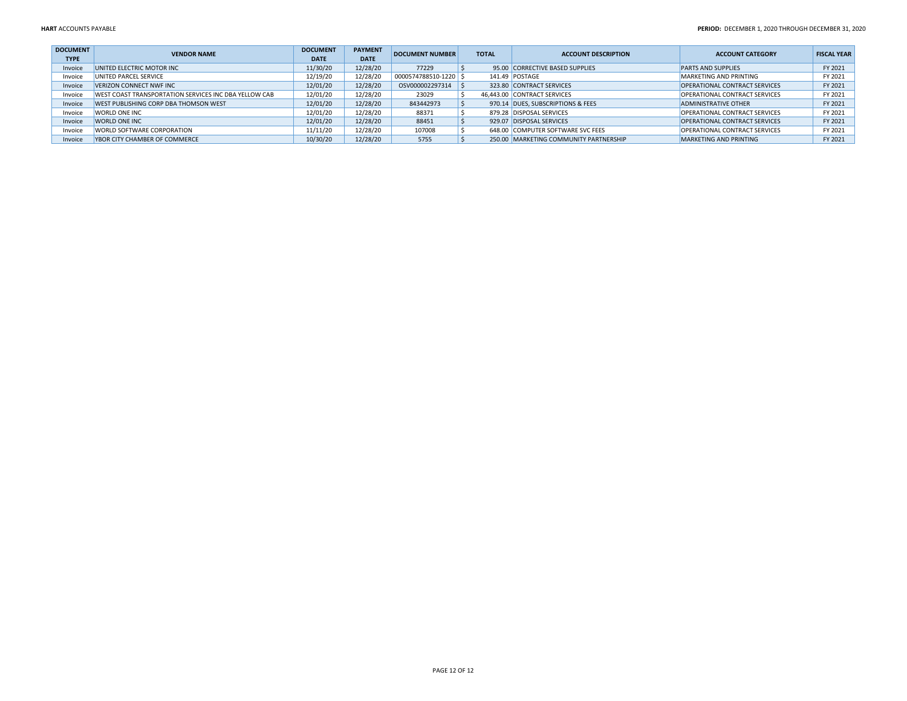| DOCUMENT TYPE | VENDOR NAME | DOCUMENT DATE | PAYMENT DATE | DOCUMENT NUMBER | TOTAL | ACCOUNT DESCRIPTION | ACCOUNT CATEGORY | FISCAL YEAR |
|---|---|---|---|---|---|---|---|---|
| Invoice | UNITED ELECTRIC MOTOR INC | 11/30/20 | 12/28/20 | 77229 | $ 95.00 | CORRECTIVE BASED SUPPLIES | PARTS AND SUPPLIES | FY 2021 |
| Invoice | UNITED PARCEL SERVICE | 12/19/20 | 12/28/20 | 0000574788510-1220 | $ 141.49 | POSTAGE | MARKETING AND PRINTING | FY 2021 |
| Invoice | VERIZON CONNECT NWF INC | 12/01/20 | 12/28/20 | OSV000002297314 | $ 323.80 | CONTRACT SERVICES | OPERATIONAL CONTRACT SERVICES | FY 2021 |
| Invoice | WEST COAST TRANSPORTATION SERVICES INC DBA YELLOW CAB | 12/01/20 | 12/28/20 | 23029 | $ 46,443.00 | CONTRACT SERVICES | OPERATIONAL CONTRACT SERVICES | FY 2021 |
| Invoice | WEST PUBLISHING CORP DBA THOMSON WEST | 12/01/20 | 12/28/20 | 843442973 | $ 970.14 | DUES, SUBSCRIPTIONS & FEES | ADMINISTRATIVE OTHER | FY 2021 |
| Invoice | WORLD ONE INC | 12/01/20 | 12/28/20 | 88371 | $ 879.28 | DISPOSAL SERVICES | OPERATIONAL CONTRACT SERVICES | FY 2021 |
| Invoice | WORLD ONE INC | 12/01/20 | 12/28/20 | 88451 | $ 929.07 | DISPOSAL SERVICES | OPERATIONAL CONTRACT SERVICES | FY 2021 |
| Invoice | WORLD SOFTWARE CORPORATION | 11/11/20 | 12/28/20 | 107008 | $ 648.00 | COMPUTER SOFTWARE SVC FEES | OPERATIONAL CONTRACT SERVICES | FY 2021 |
| Invoice | YBOR CITY CHAMBER OF COMMERCE | 10/30/20 | 12/28/20 | 5755 | $ 250.00 | MARKETING COMMUNITY PARTNERSHIP | MARKETING AND PRINTING | FY 2021 |